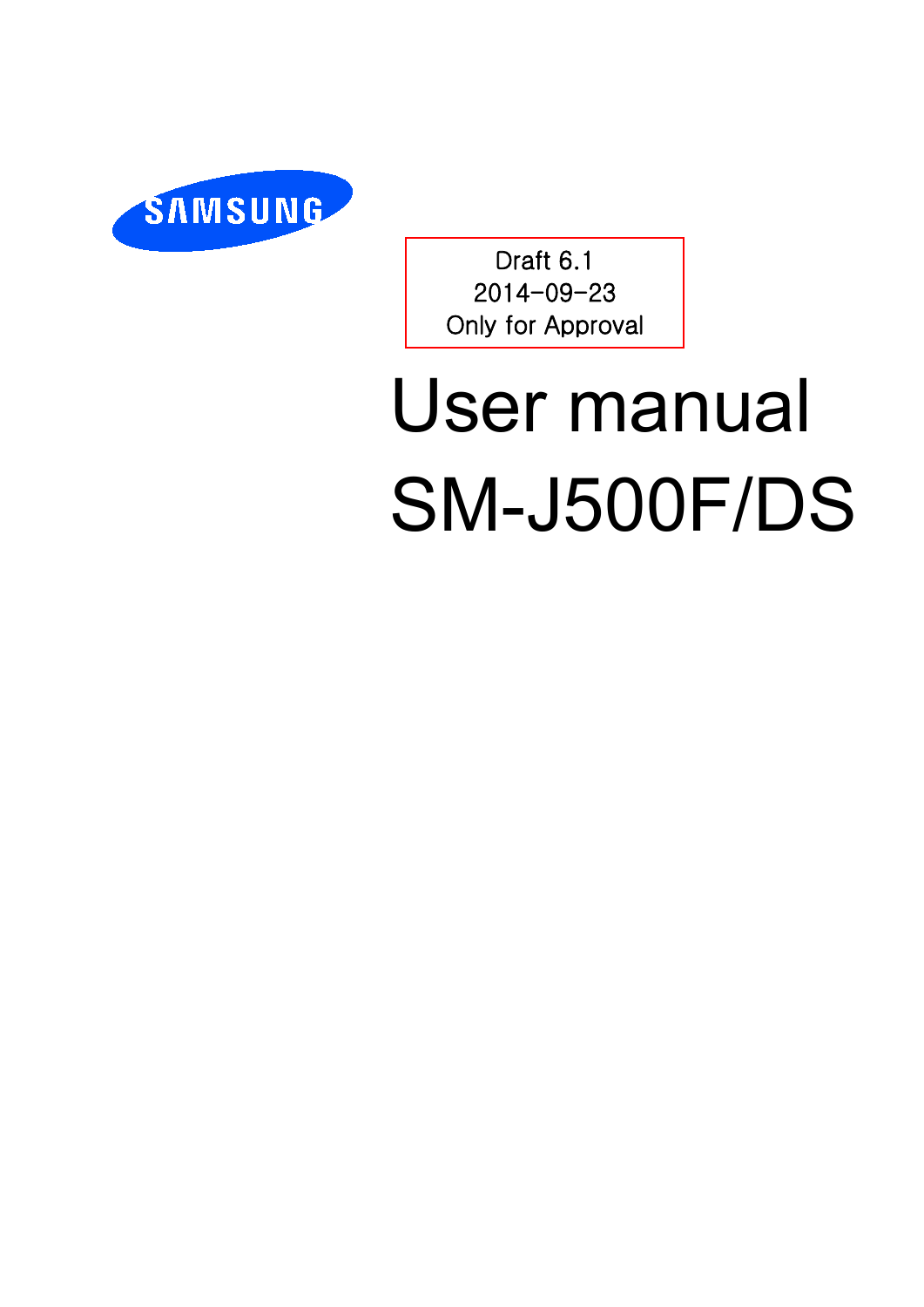SAMSUNG

Draft 6.1
2014-09-23
Only for Approval

# User manual
# SM-J500F/DS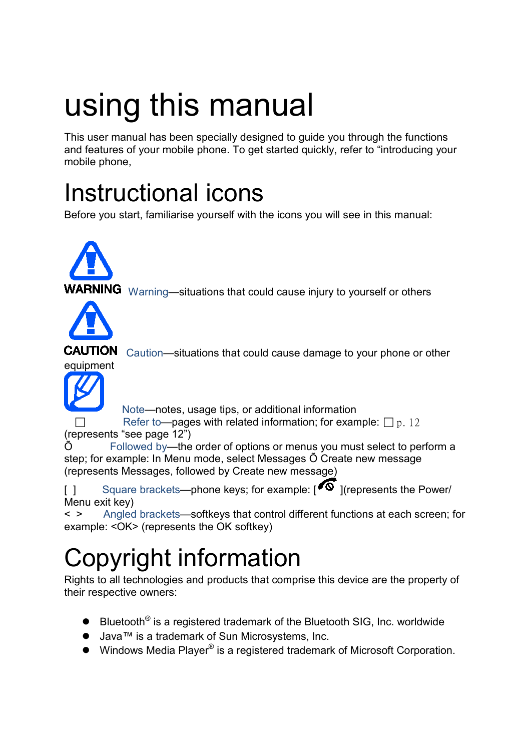# using this manual

This user manual has been specially designed to guide you through the functions and features of your mobile phone. To get started quickly, refer to "introducing your mobile phone,

## Instructional icons

Before you start, familiarise yourself with the icons you will see in this manual:

WARNING Warning—situations that could cause injury to yourself or others

CAUTION Caution—situations that could cause damage to your phone or other equipment

Note—notes, usage tips, or additional information

☐ Refer to—pages with related information; for example: ☐ p. 12 (represents "see page 12")

Õ Followed by—the order of options or menus you must select to perform a step; for example: In Menu mode, select Messages Õ Create new message (represents Messages, followed by Create new message)

[ ] Square brackets—phone keys; for example: [ ](represents the Power/ Menu exit key)

< > Angled brackets—softkeys that control different functions at each screen; for example: <OK> (represents the OK softkey)

## Copyright information

Rights to all technologies and products that comprise this device are the property of their respective owners:

- Bluetooth® is a registered trademark of the Bluetooth SIG, Inc. worldwide
- Java™ is a trademark of Sun Microsystems, Inc.
- Windows Media Player® is a registered trademark of Microsoft Corporation.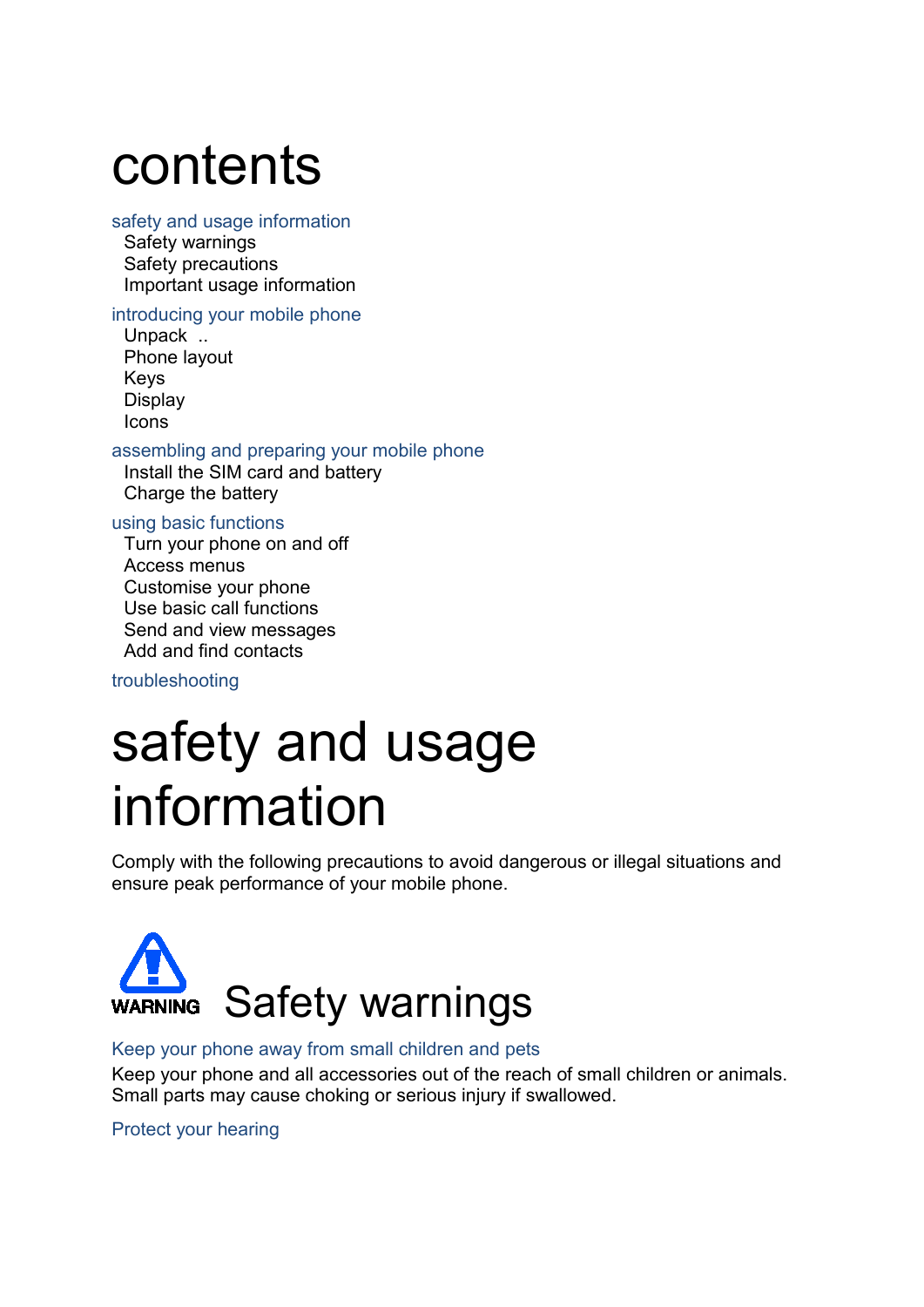# contents

safety and usage information
- Safety warnings
- Safety precautions
- Important usage information

introducing your mobile phone
- Unpack ..
- Phone layout
- Keys
- Display
- Icons

assembling and preparing your mobile phone
- Install the SIM card and battery
- Charge the battery

using basic functions
- Turn your phone on and off
- Access menus
- Customise your phone
- Use basic call functions
- Send and view messages
- Add and find contacts

troubleshooting

# safety and usage information

Comply with the following precautions to avoid dangerous or illegal situations and ensure peak performance of your mobile phone.

## WARNING Safety warnings

### Keep your phone away from small children and pets

Keep your phone and all accessories out of the reach of small children or animals. Small parts may cause choking or serious injury if swallowed.

### Protect your hearing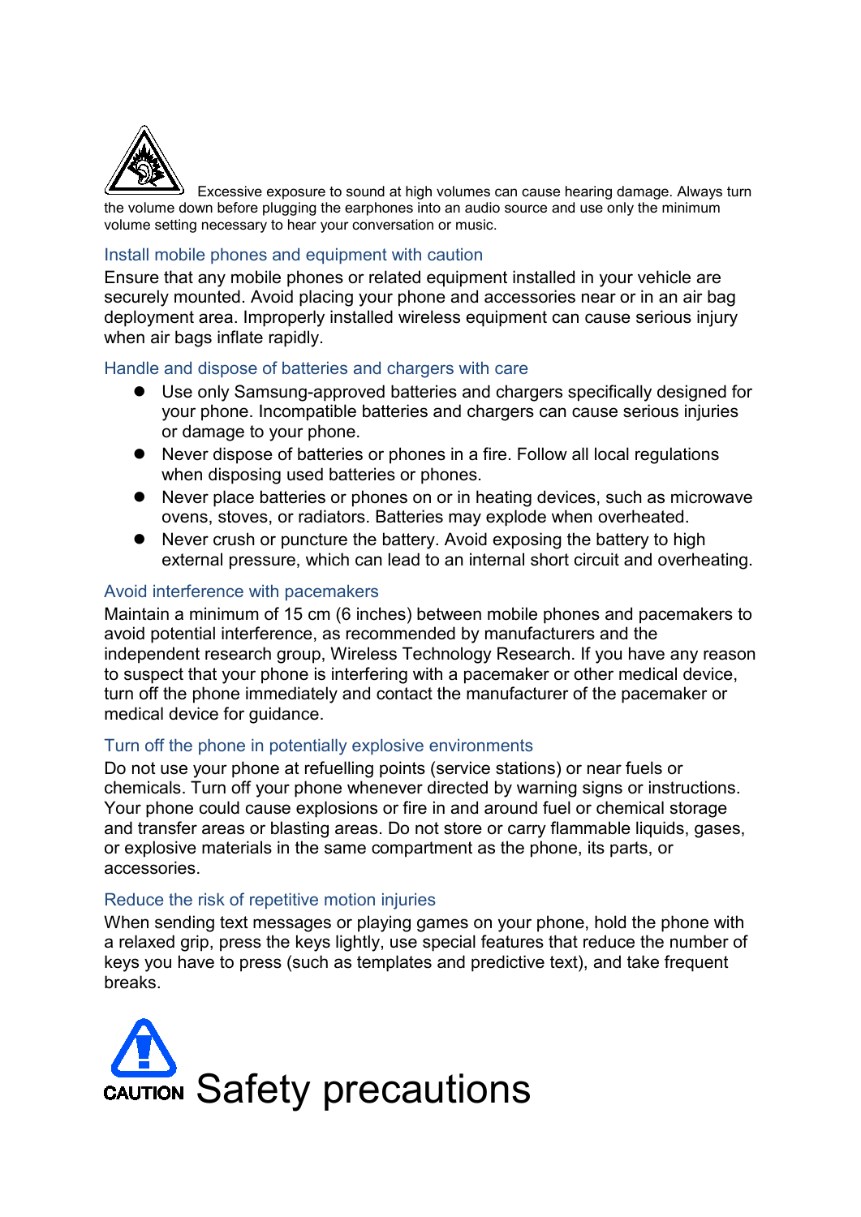Excessive exposure to sound at high volumes can cause hearing damage. Always turn the volume down before plugging the earphones into an audio source and use only the minimum volume setting necessary to hear your conversation or music.

### Install mobile phones and equipment with caution

Ensure that any mobile phones or related equipment installed in your vehicle are securely mounted. Avoid placing your phone and accessories near or in an air bag deployment area. Improperly installed wireless equipment can cause serious injury when air bags inflate rapidly.

### Handle and dispose of batteries and chargers with care

- Use only Samsung-approved batteries and chargers specifically designed for your phone. Incompatible batteries and chargers can cause serious injuries or damage to your phone.
- Never dispose of batteries or phones in a fire. Follow all local regulations when disposing used batteries or phones.
- Never place batteries or phones on or in heating devices, such as microwave ovens, stoves, or radiators. Batteries may explode when overheated.
- Never crush or puncture the battery. Avoid exposing the battery to high external pressure, which can lead to an internal short circuit and overheating.

### Avoid interference with pacemakers

Maintain a minimum of 15 cm (6 inches) between mobile phones and pacemakers to avoid potential interference, as recommended by manufacturers and the independent research group, Wireless Technology Research. If you have any reason to suspect that your phone is interfering with a pacemaker or other medical device, turn off the phone immediately and contact the manufacturer of the pacemaker or medical device for guidance.

### Turn off the phone in potentially explosive environments

Do not use your phone at refuelling points (service stations) or near fuels or chemicals. Turn off your phone whenever directed by warning signs or instructions. Your phone could cause explosions or fire in and around fuel or chemical storage and transfer areas or blasting areas. Do not store or carry flammable liquids, gases, or explosive materials in the same compartment as the phone, its parts, or accessories.

### Reduce the risk of repetitive motion injuries

When sending text messages or playing games on your phone, hold the phone with a relaxed grip, press the keys lightly, use special features that reduce the number of keys you have to press (such as templates and predictive text), and take frequent breaks.

CAUTION

# Safety precautions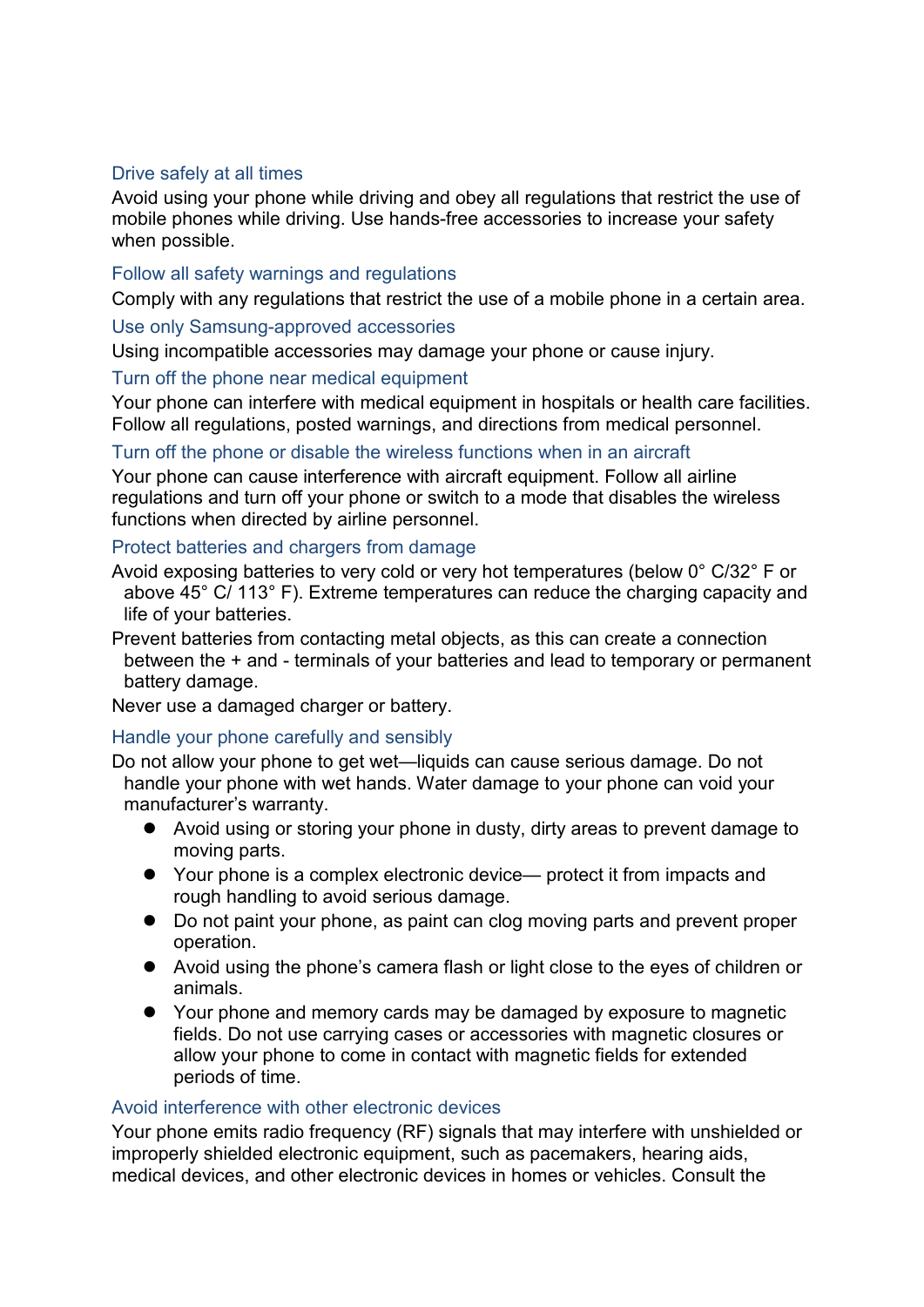### Drive safely at all times

Avoid using your phone while driving and obey all regulations that restrict the use of mobile phones while driving. Use hands-free accessories to increase your safety when possible.

### Follow all safety warnings and regulations

Comply with any regulations that restrict the use of a mobile phone in a certain area.

### Use only Samsung-approved accessories

Using incompatible accessories may damage your phone or cause injury.

### Turn off the phone near medical equipment

Your phone can interfere with medical equipment in hospitals or health care facilities. Follow all regulations, posted warnings, and directions from medical personnel.

### Turn off the phone or disable the wireless functions when in an aircraft

Your phone can cause interference with aircraft equipment. Follow all airline regulations and turn off your phone or switch to a mode that disables the wireless functions when directed by airline personnel.

### Protect batteries and chargers from damage

Avoid exposing batteries to very cold or very hot temperatures (below 0° C/32° F or above 45° C/ 113° F). Extreme temperatures can reduce the charging capacity and life of your batteries.

Prevent batteries from contacting metal objects, as this can create a connection between the + and - terminals of your batteries and lead to temporary or permanent battery damage.

Never use a damaged charger or battery.

### Handle your phone carefully and sensibly

Do not allow your phone to get wet—liquids can cause serious damage. Do not handle your phone with wet hands. Water damage to your phone can void your manufacturer's warranty.

- Avoid using or storing your phone in dusty, dirty areas to prevent damage to moving parts.
- Your phone is a complex electronic device— protect it from impacts and rough handling to avoid serious damage.
- Do not paint your phone, as paint can clog moving parts and prevent proper operation.
- Avoid using the phone's camera flash or light close to the eyes of children or animals.
- Your phone and memory cards may be damaged by exposure to magnetic fields. Do not use carrying cases or accessories with magnetic closures or allow your phone to come in contact with magnetic fields for extended periods of time.

### Avoid interference with other electronic devices

Your phone emits radio frequency (RF) signals that may interfere with unshielded or improperly shielded electronic equipment, such as pacemakers, hearing aids, medical devices, and other electronic devices in homes or vehicles. Consult the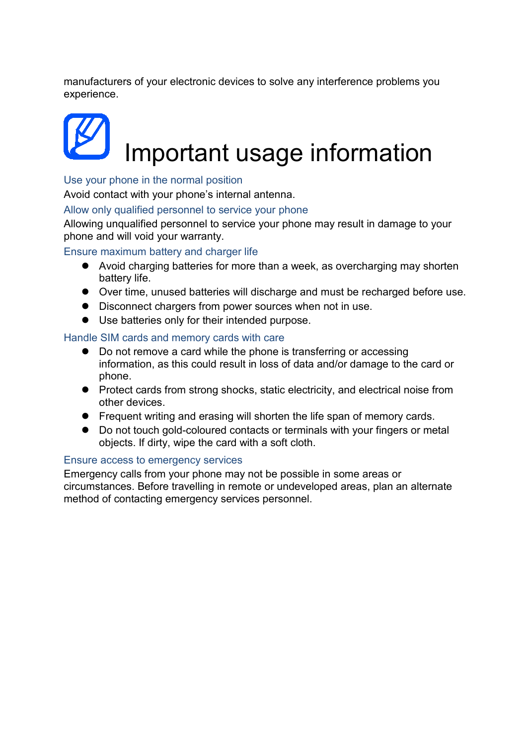manufacturers of your electronic devices to solve any interference problems you experience.

# Important usage information

### Use your phone in the normal position

Avoid contact with your phone's internal antenna.

### Allow only qualified personnel to service your phone

Allowing unqualified personnel to service your phone may result in damage to your phone and will void your warranty.

### Ensure maximum battery and charger life

- Avoid charging batteries for more than a week, as overcharging may shorten battery life.
- Over time, unused batteries will discharge and must be recharged before use.
- Disconnect chargers from power sources when not in use.
- Use batteries only for their intended purpose.

### Handle SIM cards and memory cards with care

- Do not remove a card while the phone is transferring or accessing information, as this could result in loss of data and/or damage to the card or phone.
- Protect cards from strong shocks, static electricity, and electrical noise from other devices.
- Frequent writing and erasing will shorten the life span of memory cards.
- Do not touch gold-coloured contacts or terminals with your fingers or metal objects. If dirty, wipe the card with a soft cloth.

### Ensure access to emergency services

Emergency calls from your phone may not be possible in some areas or circumstances. Before travelling in remote or undeveloped areas, plan an alternate method of contacting emergency services personnel.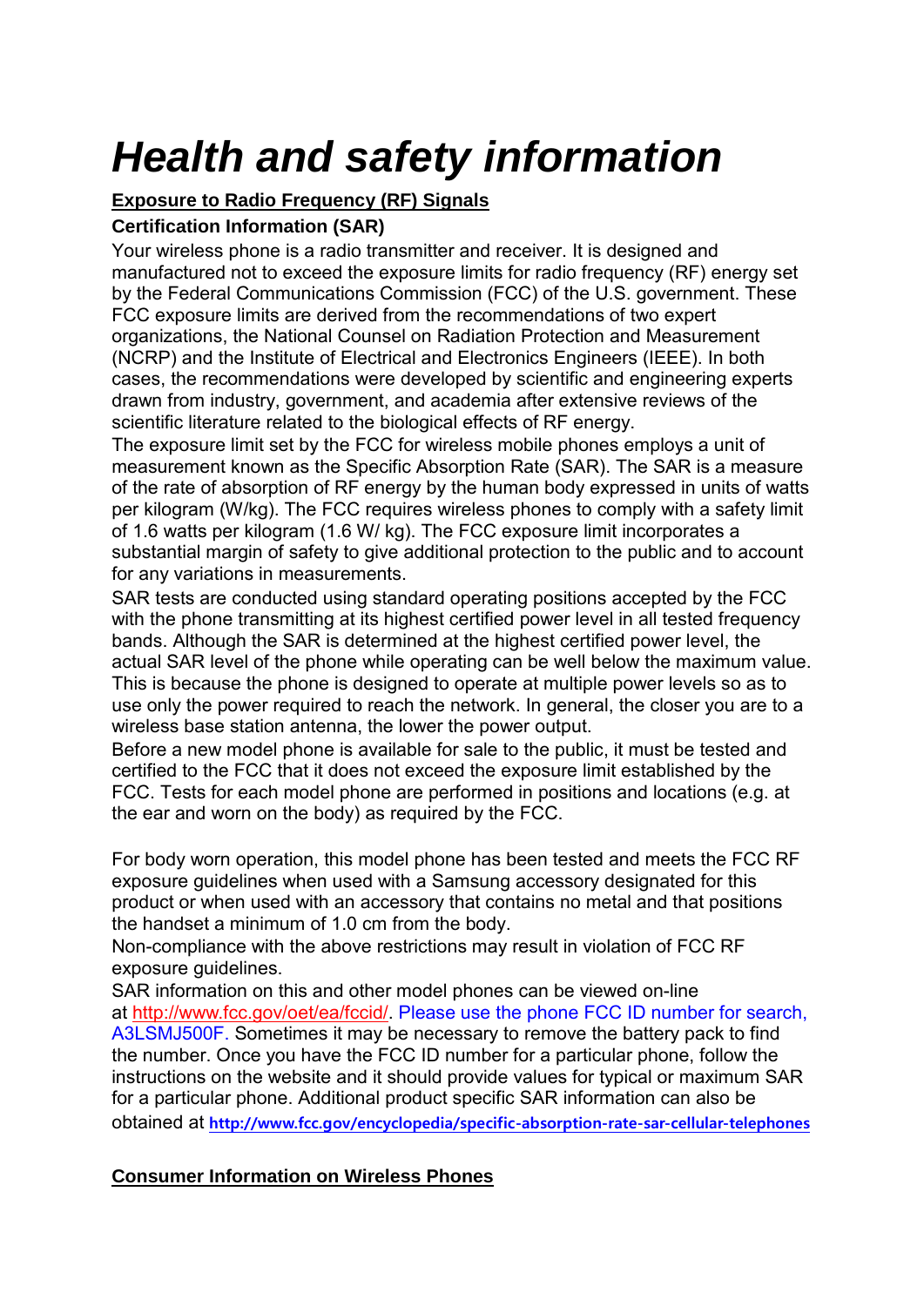# *Health and safety information*

**Exposure to Radio Frequency (RF) Signals**

**Certification Information (SAR)**

Your wireless phone is a radio transmitter and receiver. It is designed and manufactured not to exceed the exposure limits for radio frequency (RF) energy set by the Federal Communications Commission (FCC) of the U.S. government. These FCC exposure limits are derived from the recommendations of two expert organizations, the National Counsel on Radiation Protection and Measurement (NCRP) and the Institute of Electrical and Electronics Engineers (IEEE). In both cases, the recommendations were developed by scientific and engineering experts drawn from industry, government, and academia after extensive reviews of the scientific literature related to the biological effects of RF energy.

The exposure limit set by the FCC for wireless mobile phones employs a unit of measurement known as the Specific Absorption Rate (SAR). The SAR is a measure of the rate of absorption of RF energy by the human body expressed in units of watts per kilogram (W/kg). The FCC requires wireless phones to comply with a safety limit of 1.6 watts per kilogram (1.6 W/ kg). The FCC exposure limit incorporates a substantial margin of safety to give additional protection to the public and to account for any variations in measurements.

SAR tests are conducted using standard operating positions accepted by the FCC with the phone transmitting at its highest certified power level in all tested frequency bands. Although the SAR is determined at the highest certified power level, the actual SAR level of the phone while operating can be well below the maximum value. This is because the phone is designed to operate at multiple power levels so as to use only the power required to reach the network. In general, the closer you are to a wireless base station antenna, the lower the power output.

Before a new model phone is available for sale to the public, it must be tested and certified to the FCC that it does not exceed the exposure limit established by the FCC. Tests for each model phone are performed in positions and locations (e.g. at the ear and worn on the body) as required by the FCC.

For body worn operation, this model phone has been tested and meets the FCC RF exposure guidelines when used with a Samsung accessory designated for this product or when used with an accessory that contains no metal and that positions the handset a minimum of 1.0 cm from the body.

Non-compliance with the above restrictions may result in violation of FCC RF exposure guidelines.

SAR information on this and other model phones can be viewed on-line at http://www.fcc.gov/oet/ea/fccid/. Please use the phone FCC ID number for search, A3LSMJ500F. Sometimes it may be necessary to remove the battery pack to find the number. Once you have the FCC ID number for a particular phone, follow the instructions on the website and it should provide values for typical or maximum SAR for a particular phone. Additional product specific SAR information can also be obtained at **http://www.fcc.gov/encyclopedia/specific-absorption-rate-sar-cellular-telephones**

**Consumer Information on Wireless Phones**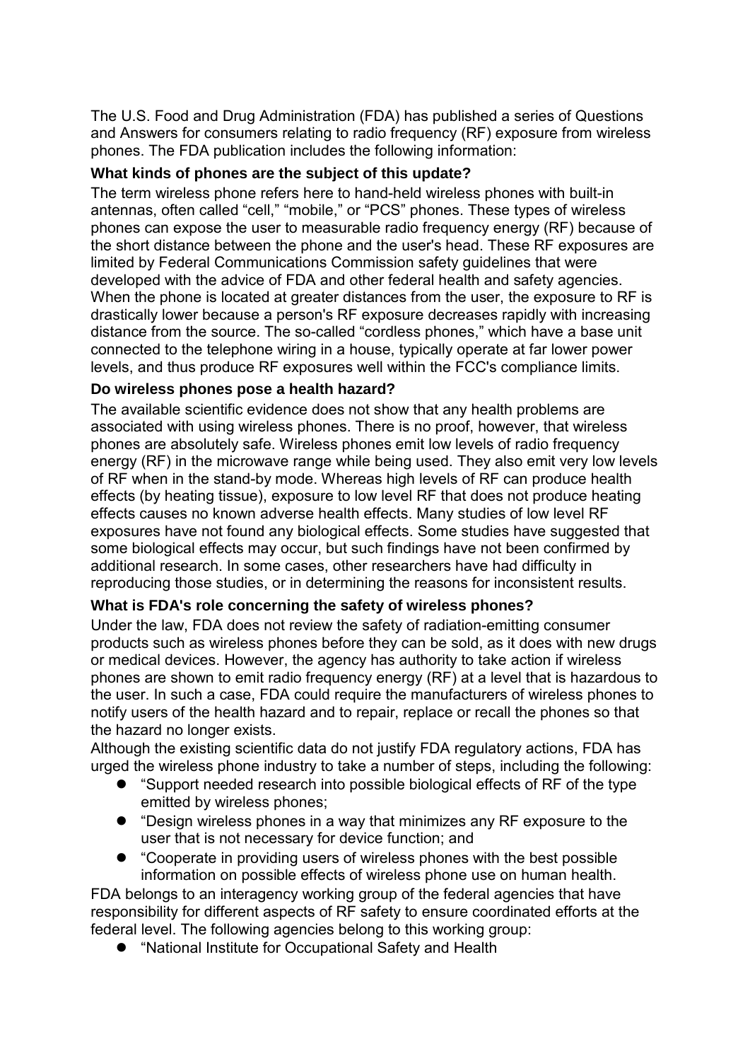The U.S. Food and Drug Administration (FDA) has published a series of Questions and Answers for consumers relating to radio frequency (RF) exposure from wireless phones. The FDA publication includes the following information:

**What kinds of phones are the subject of this update?**

The term wireless phone refers here to hand-held wireless phones with built-in antennas, often called "cell," "mobile," or "PCS" phones. These types of wireless phones can expose the user to measurable radio frequency energy (RF) because of the short distance between the phone and the user's head. These RF exposures are limited by Federal Communications Commission safety guidelines that were developed with the advice of FDA and other federal health and safety agencies. When the phone is located at greater distances from the user, the exposure to RF is drastically lower because a person's RF exposure decreases rapidly with increasing distance from the source. The so-called "cordless phones," which have a base unit connected to the telephone wiring in a house, typically operate at far lower power levels, and thus produce RF exposures well within the FCC's compliance limits.

**Do wireless phones pose a health hazard?**

The available scientific evidence does not show that any health problems are associated with using wireless phones. There is no proof, however, that wireless phones are absolutely safe. Wireless phones emit low levels of radio frequency energy (RF) in the microwave range while being used. They also emit very low levels of RF when in the stand-by mode. Whereas high levels of RF can produce health effects (by heating tissue), exposure to low level RF that does not produce heating effects causes no known adverse health effects. Many studies of low level RF exposures have not found any biological effects. Some studies have suggested that some biological effects may occur, but such findings have not been confirmed by additional research. In some cases, other researchers have had difficulty in reproducing those studies, or in determining the reasons for inconsistent results.

**What is FDA's role concerning the safety of wireless phones?**

Under the law, FDA does not review the safety of radiation-emitting consumer products such as wireless phones before they can be sold, as it does with new drugs or medical devices. However, the agency has authority to take action if wireless phones are shown to emit radio frequency energy (RF) at a level that is hazardous to the user. In such a case, FDA could require the manufacturers of wireless phones to notify users of the health hazard and to repair, replace or recall the phones so that the hazard no longer exists.

Although the existing scientific data do not justify FDA regulatory actions, FDA has urged the wireless phone industry to take a number of steps, including the following:

- "Support needed research into possible biological effects of RF of the type emitted by wireless phones;
- "Design wireless phones in a way that minimizes any RF exposure to the user that is not necessary for device function; and
- "Cooperate in providing users of wireless phones with the best possible information on possible effects of wireless phone use on human health.

FDA belongs to an interagency working group of the federal agencies that have responsibility for different aspects of RF safety to ensure coordinated efforts at the federal level. The following agencies belong to this working group:

- "National Institute for Occupational Safety and Health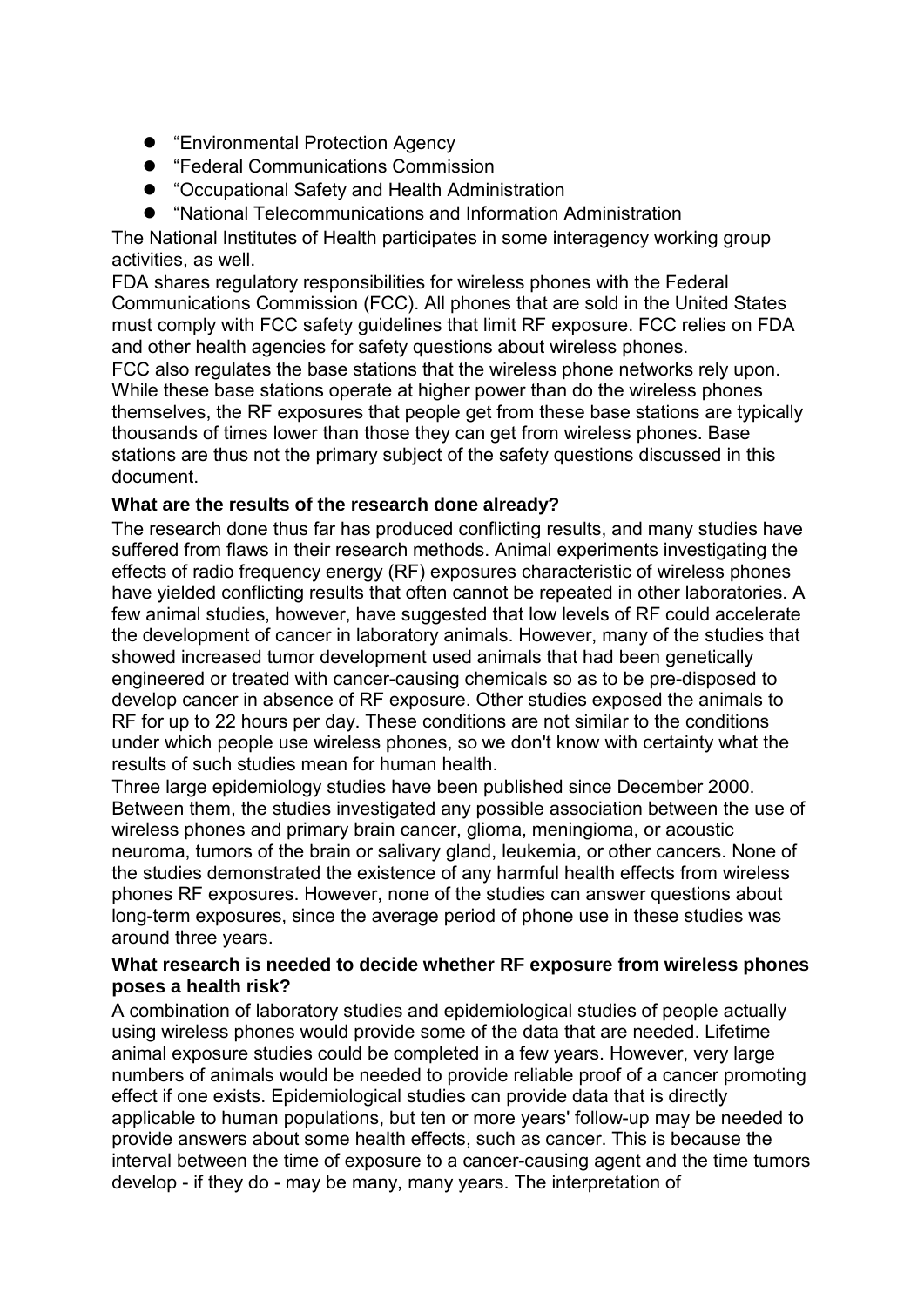- “Environmental Protection Agency
- “Federal Communications Commission
- “Occupational Safety and Health Administration
- “National Telecommunications and Information Administration

The National Institutes of Health participates in some interagency working group activities, as well.

FDA shares regulatory responsibilities for wireless phones with the Federal Communications Commission (FCC). All phones that are sold in the United States must comply with FCC safety guidelines that limit RF exposure. FCC relies on FDA and other health agencies for safety questions about wireless phones.

FCC also regulates the base stations that the wireless phone networks rely upon. While these base stations operate at higher power than do the wireless phones themselves, the RF exposures that people get from these base stations are typically thousands of times lower than those they can get from wireless phones. Base stations are thus not the primary subject of the safety questions discussed in this document.

**What are the results of the research done already?**

The research done thus far has produced conflicting results, and many studies have suffered from flaws in their research methods. Animal experiments investigating the effects of radio frequency energy (RF) exposures characteristic of wireless phones have yielded conflicting results that often cannot be repeated in other laboratories. A few animal studies, however, have suggested that low levels of RF could accelerate the development of cancer in laboratory animals. However, many of the studies that showed increased tumor development used animals that had been genetically engineered or treated with cancer-causing chemicals so as to be pre-disposed to develop cancer in absence of RF exposure. Other studies exposed the animals to RF for up to 22 hours per day. These conditions are not similar to the conditions under which people use wireless phones, so we don't know with certainty what the results of such studies mean for human health.

Three large epidemiology studies have been published since December 2000. Between them, the studies investigated any possible association between the use of wireless phones and primary brain cancer, glioma, meningioma, or acoustic neuroma, tumors of the brain or salivary gland, leukemia, or other cancers. None of the studies demonstrated the existence of any harmful health effects from wireless phones RF exposures. However, none of the studies can answer questions about long-term exposures, since the average period of phone use in these studies was around three years.

**What research is needed to decide whether RF exposure from wireless phones poses a health risk?**

A combination of laboratory studies and epidemiological studies of people actually using wireless phones would provide some of the data that are needed. Lifetime animal exposure studies could be completed in a few years. However, very large numbers of animals would be needed to provide reliable proof of a cancer promoting effect if one exists. Epidemiological studies can provide data that is directly applicable to human populations, but ten or more years' follow-up may be needed to provide answers about some health effects, such as cancer. This is because the interval between the time of exposure to a cancer-causing agent and the time tumors develop - if they do - may be many, many years. The interpretation of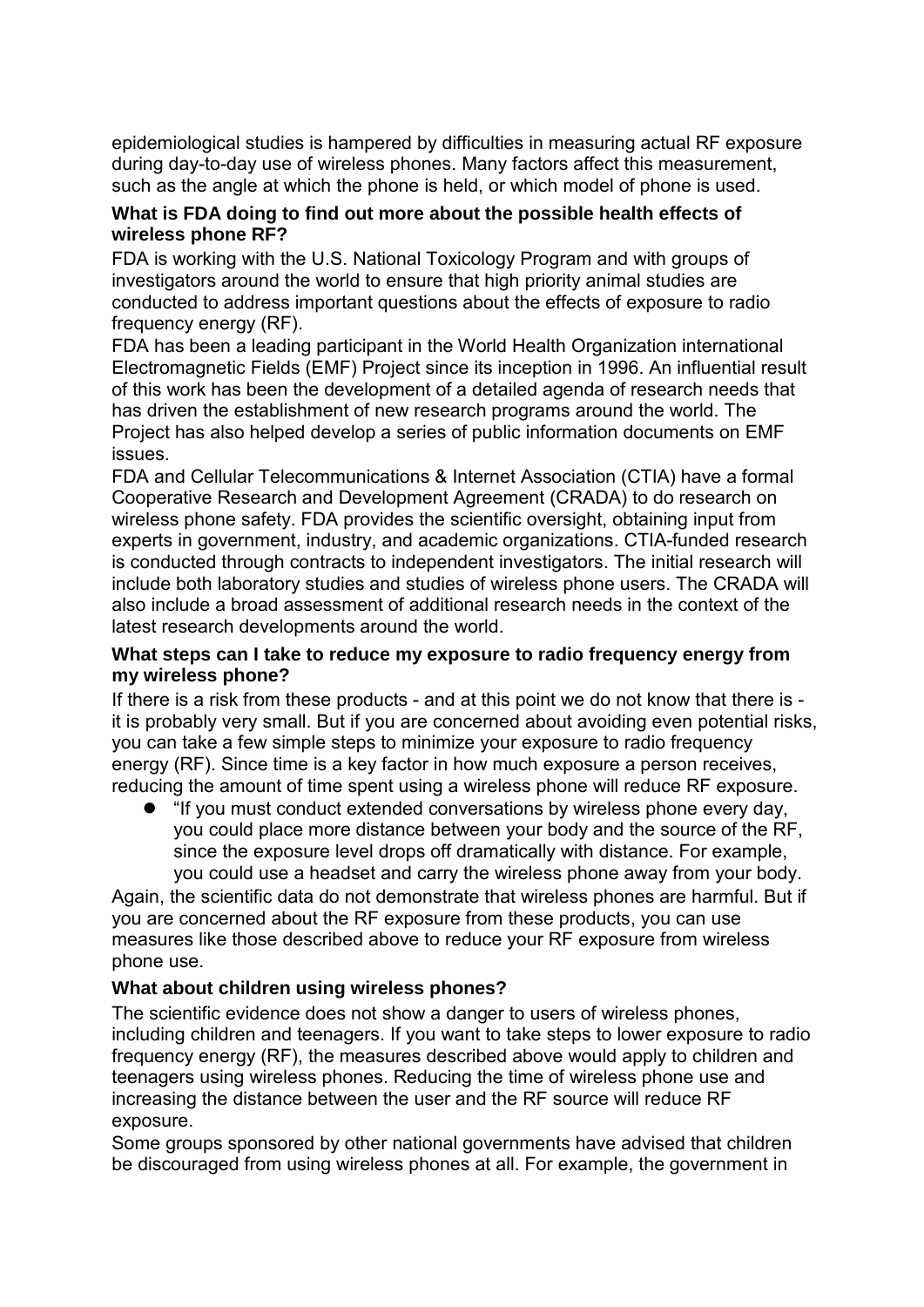epidemiological studies is hampered by difficulties in measuring actual RF exposure during day-to-day use of wireless phones. Many factors affect this measurement, such as the angle at which the phone is held, or which model of phone is used.

**What is FDA doing to find out more about the possible health effects of wireless phone RF?**

FDA is working with the U.S. National Toxicology Program and with groups of investigators around the world to ensure that high priority animal studies are conducted to address important questions about the effects of exposure to radio frequency energy (RF).

FDA has been a leading participant in the World Health Organization international Electromagnetic Fields (EMF) Project since its inception in 1996. An influential result of this work has been the development of a detailed agenda of research needs that has driven the establishment of new research programs around the world. The Project has also helped develop a series of public information documents on EMF issues.

FDA and Cellular Telecommunications & Internet Association (CTIA) have a formal Cooperative Research and Development Agreement (CRADA) to do research on wireless phone safety. FDA provides the scientific oversight, obtaining input from experts in government, industry, and academic organizations. CTIA-funded research is conducted through contracts to independent investigators. The initial research will include both laboratory studies and studies of wireless phone users. The CRADA will also include a broad assessment of additional research needs in the context of the latest research developments around the world.

**What steps can I take to reduce my exposure to radio frequency energy from my wireless phone?**

If there is a risk from these products - and at this point we do not know that there is - it is probably very small. But if you are concerned about avoiding even potential risks, you can take a few simple steps to minimize your exposure to radio frequency energy (RF). Since time is a key factor in how much exposure a person receives, reducing the amount of time spent using a wireless phone will reduce RF exposure.

- "If you must conduct extended conversations by wireless phone every day, you could place more distance between your body and the source of the RF, since the exposure level drops off dramatically with distance. For example, you could use a headset and carry the wireless phone away from your body.

Again, the scientific data do not demonstrate that wireless phones are harmful. But if you are concerned about the RF exposure from these products, you can use measures like those described above to reduce your RF exposure from wireless phone use.

**What about children using wireless phones?**

The scientific evidence does not show a danger to users of wireless phones, including children and teenagers. If you want to take steps to lower exposure to radio frequency energy (RF), the measures described above would apply to children and teenagers using wireless phones. Reducing the time of wireless phone use and increasing the distance between the user and the RF source will reduce RF exposure.

Some groups sponsored by other national governments have advised that children be discouraged from using wireless phones at all. For example, the government in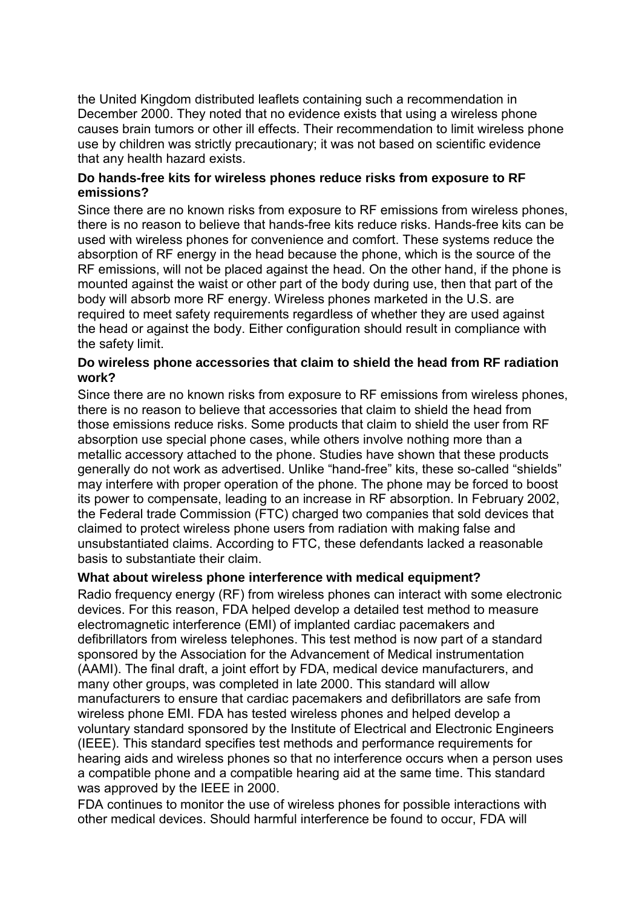the United Kingdom distributed leaflets containing such a recommendation in December 2000. They noted that no evidence exists that using a wireless phone causes brain tumors or other ill effects. Their recommendation to limit wireless phone use by children was strictly precautionary; it was not based on scientific evidence that any health hazard exists.

**Do hands-free kits for wireless phones reduce risks from exposure to RF emissions?**

Since there are no known risks from exposure to RF emissions from wireless phones, there is no reason to believe that hands-free kits reduce risks. Hands-free kits can be used with wireless phones for convenience and comfort. These systems reduce the absorption of RF energy in the head because the phone, which is the source of the RF emissions, will not be placed against the head. On the other hand, if the phone is mounted against the waist or other part of the body during use, then that part of the body will absorb more RF energy. Wireless phones marketed in the U.S. are required to meet safety requirements regardless of whether they are used against the head or against the body. Either configuration should result in compliance with the safety limit.

**Do wireless phone accessories that claim to shield the head from RF radiation work?**

Since there are no known risks from exposure to RF emissions from wireless phones, there is no reason to believe that accessories that claim to shield the head from those emissions reduce risks. Some products that claim to shield the user from RF absorption use special phone cases, while others involve nothing more than a metallic accessory attached to the phone. Studies have shown that these products generally do not work as advertised. Unlike “hand-free” kits, these so-called “shields” may interfere with proper operation of the phone. The phone may be forced to boost its power to compensate, leading to an increase in RF absorption. In February 2002, the Federal trade Commission (FTC) charged two companies that sold devices that claimed to protect wireless phone users from radiation with making false and unsubstantiated claims. According to FTC, these defendants lacked a reasonable basis to substantiate their claim.

**What about wireless phone interference with medical equipment?**

Radio frequency energy (RF) from wireless phones can interact with some electronic devices. For this reason, FDA helped develop a detailed test method to measure electromagnetic interference (EMI) of implanted cardiac pacemakers and defibrillators from wireless telephones. This test method is now part of a standard sponsored by the Association for the Advancement of Medical instrumentation (AAMI). The final draft, a joint effort by FDA, medical device manufacturers, and many other groups, was completed in late 2000. This standard will allow manufacturers to ensure that cardiac pacemakers and defibrillators are safe from wireless phone EMI. FDA has tested wireless phones and helped develop a voluntary standard sponsored by the Institute of Electrical and Electronic Engineers (IEEE). This standard specifies test methods and performance requirements for hearing aids and wireless phones so that no interference occurs when a person uses a compatible phone and a compatible hearing aid at the same time. This standard was approved by the IEEE in 2000.

FDA continues to monitor the use of wireless phones for possible interactions with other medical devices. Should harmful interference be found to occur, FDA will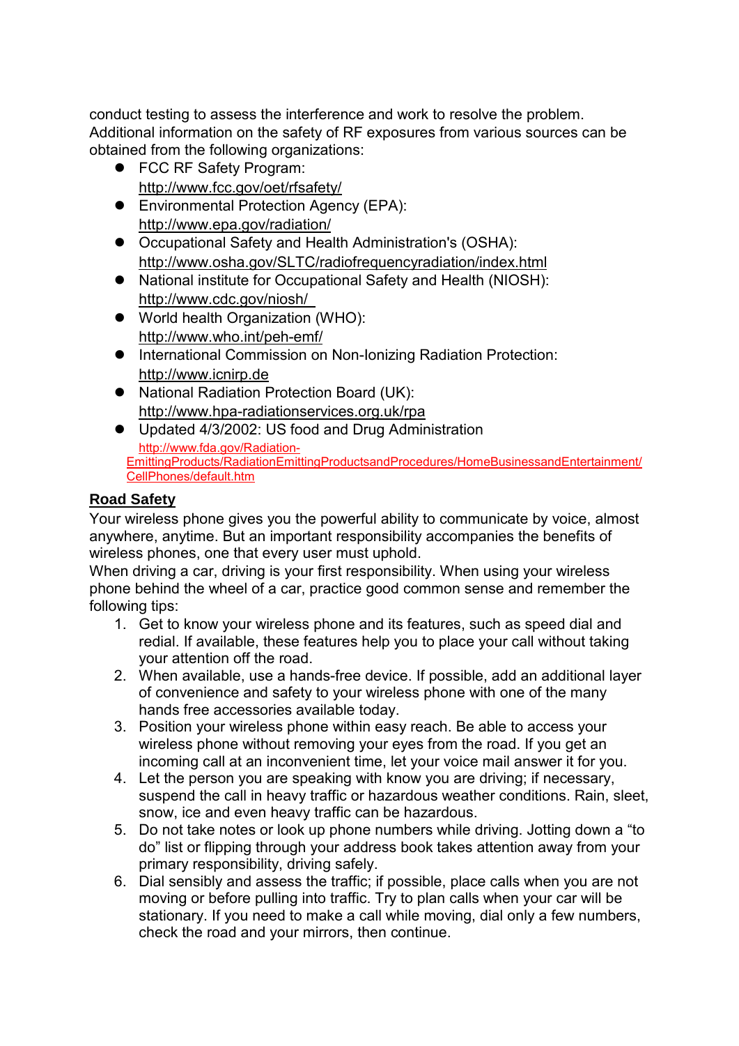conduct testing to assess the interference and work to resolve the problem.
Additional information on the safety of RF exposures from various sources can be obtained from the following organizations:

- FCC RF Safety Program:
  http://www.fcc.gov/oet/rfsafety/
- Environmental Protection Agency (EPA):
  http://www.epa.gov/radiation/
- Occupational Safety and Health Administration's (OSHA):
  http://www.osha.gov/SLTC/radiofrequencyradiation/index.html
- National institute for Occupational Safety and Health (NIOSH):
  http://www.cdc.gov/niosh/
- World health Organization (WHO):
  http://www.who.int/peh-emf/
- International Commission on Non-Ionizing Radiation Protection:
  http://www.icnirp.de
- National Radiation Protection Board (UK):
  http://www.hpa-radiationservices.org.uk/rpa
- Updated 4/3/2002: US food and Drug Administration
  http://www.fda.gov/Radiation-EmittingProducts/RadiationEmittingProductsandProcedures/HomeBusinessandEntertainment/CellPhones/default.htm

**Road Safety**

Your wireless phone gives you the powerful ability to communicate by voice, almost anywhere, anytime. But an important responsibility accompanies the benefits of wireless phones, one that every user must uphold.
When driving a car, driving is your first responsibility. When using your wireless phone behind the wheel of a car, practice good common sense and remember the following tips:

1. Get to know your wireless phone and its features, such as speed dial and redial. If available, these features help you to place your call without taking your attention off the road.
2. When available, use a hands-free device. If possible, add an additional layer of convenience and safety to your wireless phone with one of the many hands free accessories available today.
3. Position your wireless phone within easy reach. Be able to access your wireless phone without removing your eyes from the road. If you get an incoming call at an inconvenient time, let your voice mail answer it for you.
4. Let the person you are speaking with know you are driving; if necessary, suspend the call in heavy traffic or hazardous weather conditions. Rain, sleet, snow, ice and even heavy traffic can be hazardous.
5. Do not take notes or look up phone numbers while driving. Jotting down a “to do” list or flipping through your address book takes attention away from your primary responsibility, driving safely.
6. Dial sensibly and assess the traffic; if possible, place calls when you are not moving or before pulling into traffic. Try to plan calls when your car will be stationary. If you need to make a call while moving, dial only a few numbers, check the road and your mirrors, then continue.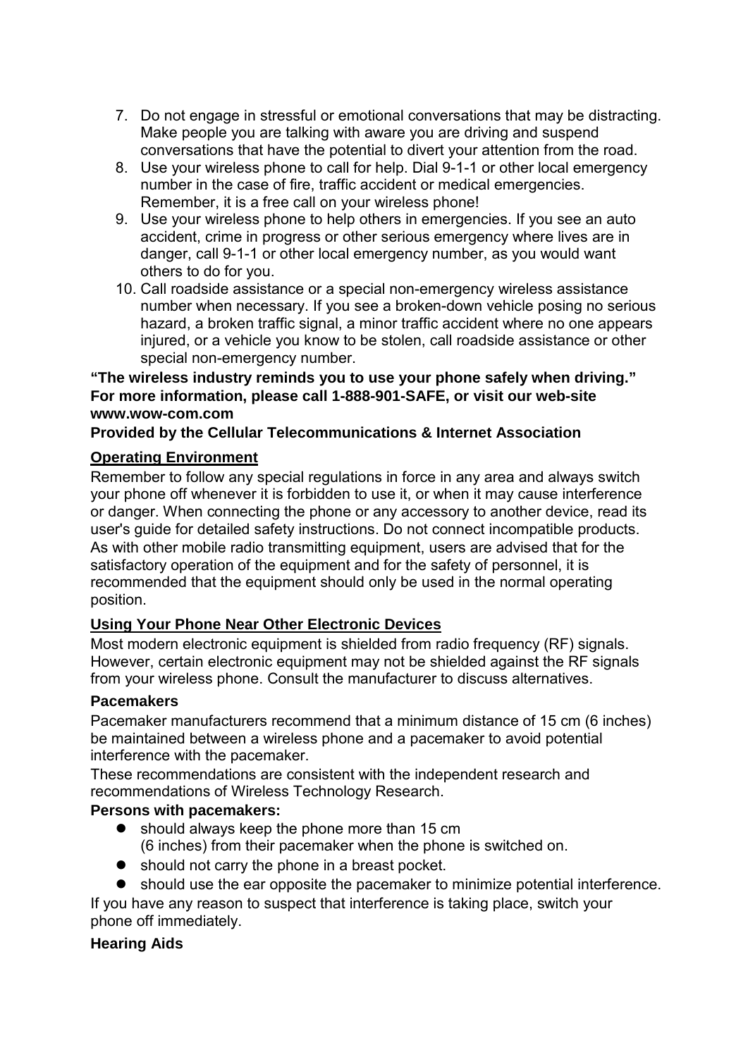7. Do not engage in stressful or emotional conversations that may be distracting. Make people you are talking with aware you are driving and suspend conversations that have the potential to divert your attention from the road.
8. Use your wireless phone to call for help. Dial 9-1-1 or other local emergency number in the case of fire, traffic accident or medical emergencies. Remember, it is a free call on your wireless phone!
9. Use your wireless phone to help others in emergencies. If you see an auto accident, crime in progress or other serious emergency where lives are in danger, call 9-1-1 or other local emergency number, as you would want others to do for you.
10. Call roadside assistance or a special non-emergency wireless assistance number when necessary. If you see a broken-down vehicle posing no serious hazard, a broken traffic signal, a minor traffic accident where no one appears injured, or a vehicle you know to be stolen, call roadside assistance or other special non-emergency number.

**"The wireless industry reminds you to use your phone safely when driving." For more information, please call 1-888-901-SAFE, or visit our web-site www.wow-com.com**

**Provided by the Cellular Telecommunications & Internet Association**

## Operating Environment

Remember to follow any special regulations in force in any area and always switch your phone off whenever it is forbidden to use it, or when it may cause interference or danger. When connecting the phone or any accessory to another device, read its user's guide for detailed safety instructions. Do not connect incompatible products. As with other mobile radio transmitting equipment, users are advised that for the satisfactory operation of the equipment and for the safety of personnel, it is recommended that the equipment should only be used in the normal operating position.

## Using Your Phone Near Other Electronic Devices

Most modern electronic equipment is shielded from radio frequency (RF) signals. However, certain electronic equipment may not be shielded against the RF signals from your wireless phone. Consult the manufacturer to discuss alternatives.

### Pacemakers

Pacemaker manufacturers recommend that a minimum distance of 15 cm (6 inches) be maintained between a wireless phone and a pacemaker to avoid potential interference with the pacemaker.

These recommendations are consistent with the independent research and recommendations of Wireless Technology Research.

**Persons with pacemakers:**

- should always keep the phone more than 15 cm (6 inches) from their pacemaker when the phone is switched on.
- should not carry the phone in a breast pocket.
- should use the ear opposite the pacemaker to minimize potential interference.

If you have any reason to suspect that interference is taking place, switch your phone off immediately.

### Hearing Aids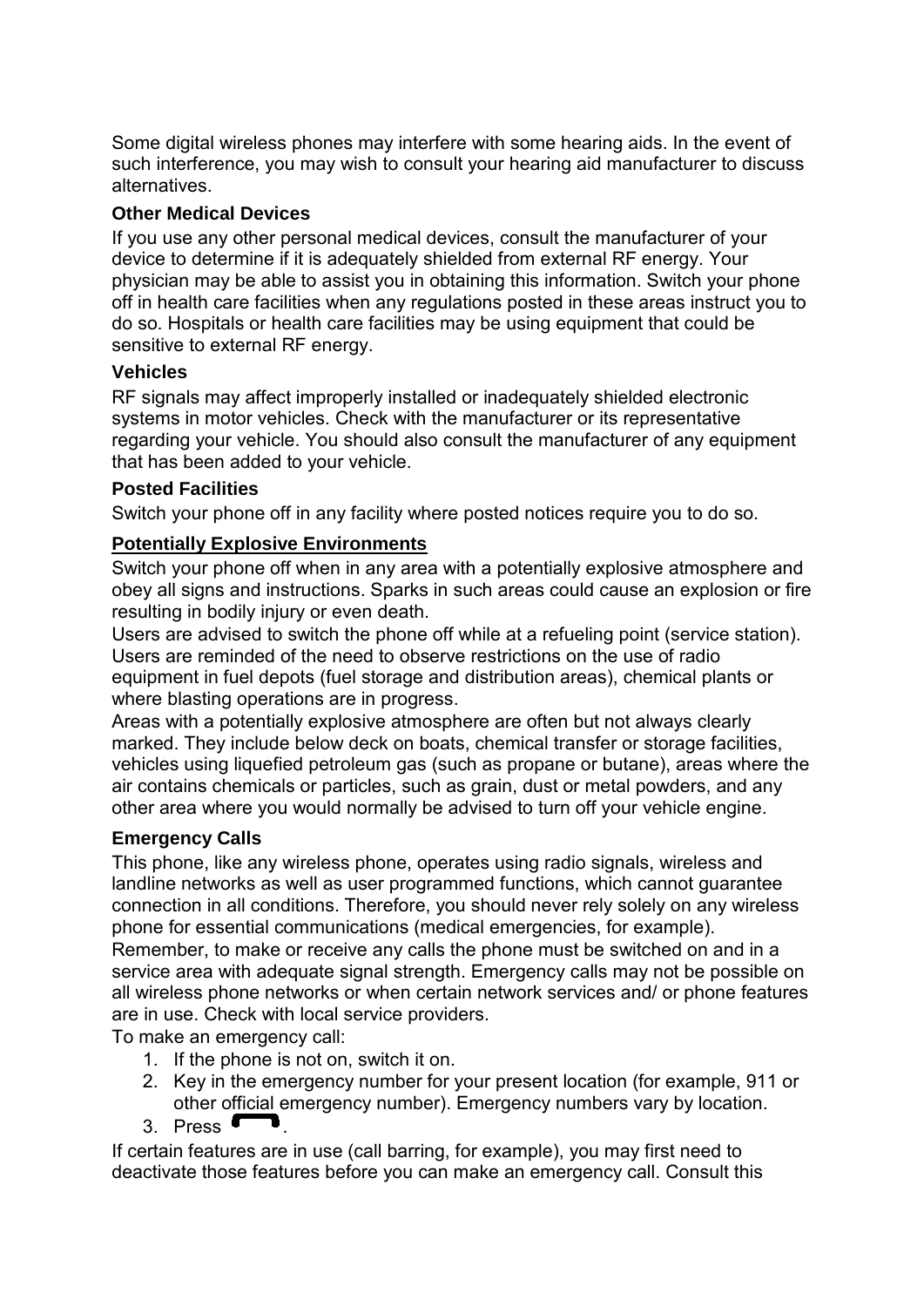Some digital wireless phones may interfere with some hearing aids. In the event of such interference, you may wish to consult your hearing aid manufacturer to discuss alternatives.

### Other Medical Devices

If you use any other personal medical devices, consult the manufacturer of your device to determine if it is adequately shielded from external RF energy. Your physician may be able to assist you in obtaining this information. Switch your phone off in health care facilities when any regulations posted in these areas instruct you to do so. Hospitals or health care facilities may be using equipment that could be sensitive to external RF energy.

### Vehicles

RF signals may affect improperly installed or inadequately shielded electronic systems in motor vehicles. Check with the manufacturer or its representative regarding your vehicle. You should also consult the manufacturer of any equipment that has been added to your vehicle.

### Posted Facilities

Switch your phone off in any facility where posted notices require you to do so.

### Potentially Explosive Environments

Switch your phone off when in any area with a potentially explosive atmosphere and obey all signs and instructions. Sparks in such areas could cause an explosion or fire resulting in bodily injury or even death.

Users are advised to switch the phone off while at a refueling point (service station). Users are reminded of the need to observe restrictions on the use of radio equipment in fuel depots (fuel storage and distribution areas), chemical plants or where blasting operations are in progress.

Areas with a potentially explosive atmosphere are often but not always clearly marked. They include below deck on boats, chemical transfer or storage facilities, vehicles using liquefied petroleum gas (such as propane or butane), areas where the air contains chemicals or particles, such as grain, dust or metal powders, and any other area where you would normally be advised to turn off your vehicle engine.

### Emergency Calls

This phone, like any wireless phone, operates using radio signals, wireless and landline networks as well as user programmed functions, which cannot guarantee connection in all conditions. Therefore, you should never rely solely on any wireless phone for essential communications (medical emergencies, for example).

Remember, to make or receive any calls the phone must be switched on and in a service area with adequate signal strength. Emergency calls may not be possible on all wireless phone networks or when certain network services and/ or phone features are in use. Check with local service providers.

To make an emergency call:

1. If the phone is not on, switch it on.
2. Key in the emergency number for your present location (for example, 911 or other official emergency number). Emergency numbers vary by location.
3. Press .

If certain features are in use (call barring, for example), you may first need to deactivate those features before you can make an emergency call. Consult this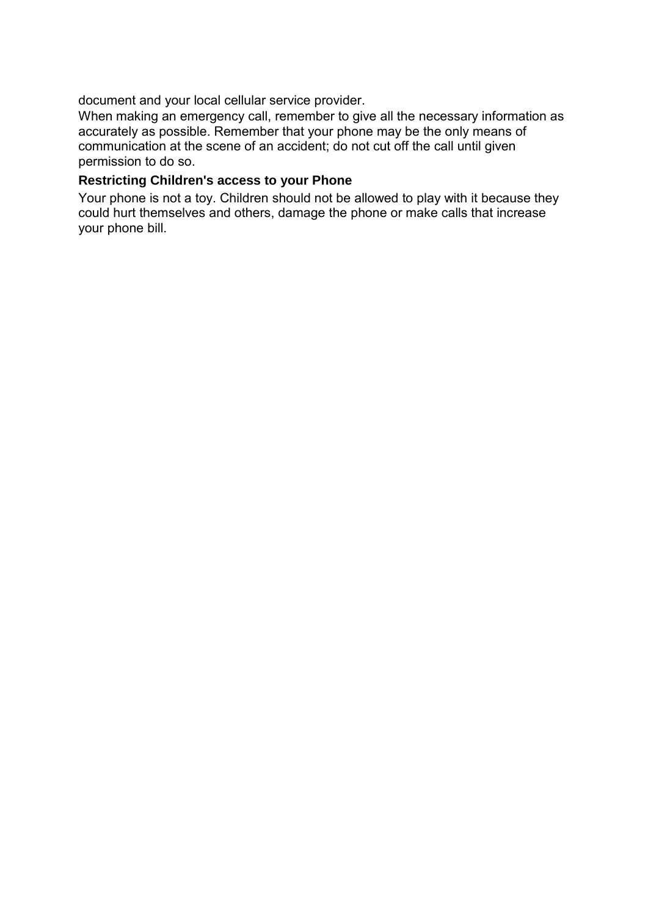document and your local cellular service provider.

When making an emergency call, remember to give all the necessary information as accurately as possible. Remember that your phone may be the only means of communication at the scene of an accident; do not cut off the call until given permission to do so.

**Restricting Children's access to your Phone**

Your phone is not a toy. Children should not be allowed to play with it because they could hurt themselves and others, damage the phone or make calls that increase your phone bill.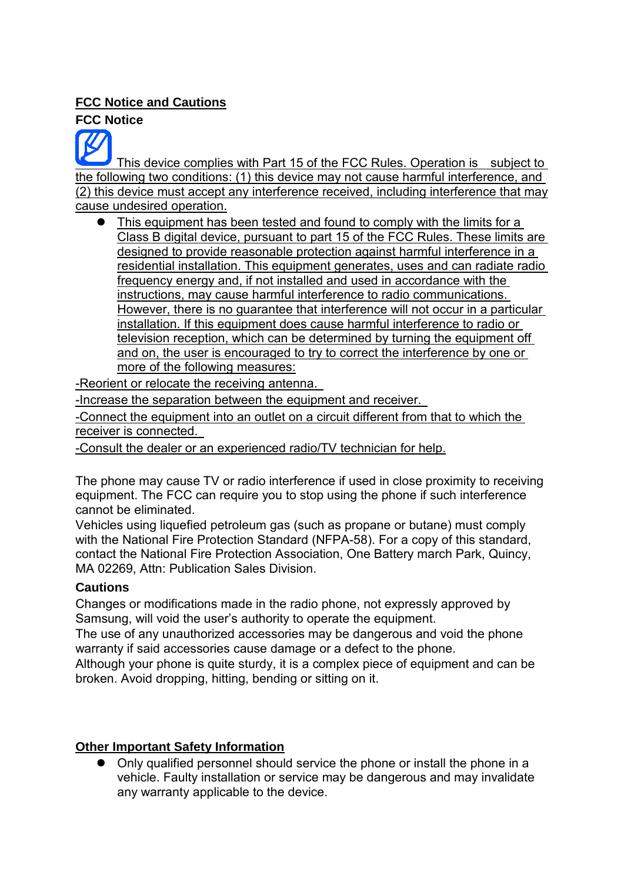## FCC Notice and Cautions

### FCC Notice

This device complies with Part 15 of the FCC Rules. Operation is subject to the following two conditions: (1) this device may not cause harmful interference, and (2) this device must accept any interference received, including interference that may cause undesired operation.

- This equipment has been tested and found to comply with the limits for a Class B digital device, pursuant to part 15 of the FCC Rules. These limits are designed to provide reasonable protection against harmful interference in a residential installation. This equipment generates, uses and can radiate radio frequency energy and, if not installed and used in accordance with the instructions, may cause harmful interference to radio communications. However, there is no guarantee that interference will not occur in a particular installation. If this equipment does cause harmful interference to radio or television reception, which can be determined by turning the equipment off and on, the user is encouraged to try to correct the interference by one or more of the following measures:

-Reorient or relocate the receiving antenna.

-Increase the separation between the equipment and receiver.

-Connect the equipment into an outlet on a circuit different from that to which the receiver is connected.

-Consult the dealer or an experienced radio/TV technician for help.

The phone may cause TV or radio interference if used in close proximity to receiving equipment. The FCC can require you to stop using the phone if such interference cannot be eliminated.
Vehicles using liquefied petroleum gas (such as propane or butane) must comply with the National Fire Protection Standard (NFPA-58). For a copy of this standard, contact the National Fire Protection Association, One Battery march Park, Quincy, MA 02269, Attn: Publication Sales Division.

### Cautions

Changes or modifications made in the radio phone, not expressly approved by Samsung, will void the user's authority to operate the equipment.
The use of any unauthorized accessories may be dangerous and void the phone warranty if said accessories cause damage or a defect to the phone.
Although your phone is quite sturdy, it is a complex piece of equipment and can be broken. Avoid dropping, hitting, bending or sitting on it.

## Other Important Safety Information

- Only qualified personnel should service the phone or install the phone in a vehicle. Faulty installation or service may be dangerous and may invalidate any warranty applicable to the device.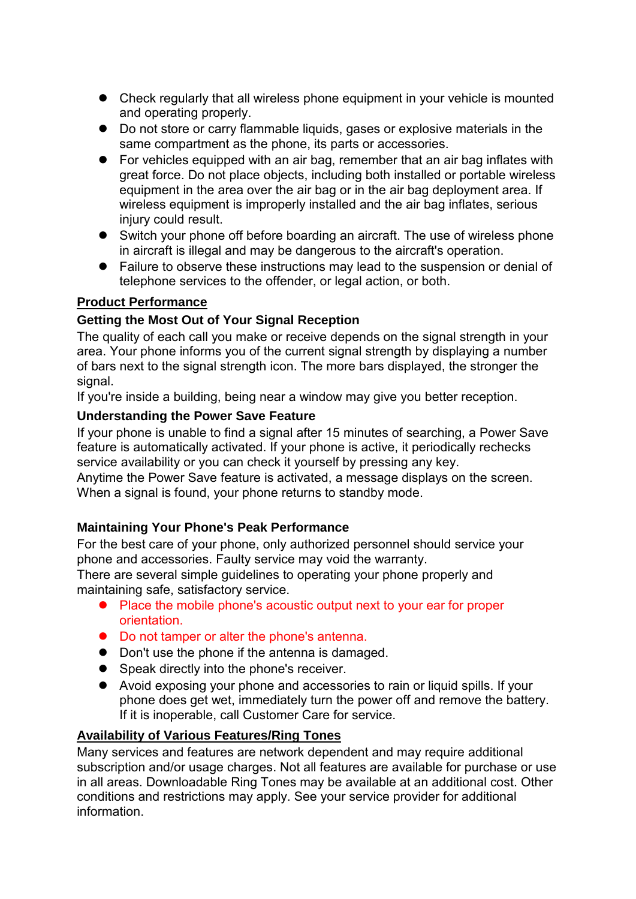- Check regularly that all wireless phone equipment in your vehicle is mounted and operating properly.
- Do not store or carry flammable liquids, gases or explosive materials in the same compartment as the phone, its parts or accessories.
- For vehicles equipped with an air bag, remember that an air bag inflates with great force. Do not place objects, including both installed or portable wireless equipment in the area over the air bag or in the air bag deployment area. If wireless equipment is improperly installed and the air bag inflates, serious injury could result.
- Switch your phone off before boarding an aircraft. The use of wireless phone in aircraft is illegal and may be dangerous to the aircraft's operation.
- Failure to observe these instructions may lead to the suspension or denial of telephone services to the offender, or legal action, or both.

## Product Performance

### Getting the Most Out of Your Signal Reception

The quality of each call you make or receive depends on the signal strength in your area. Your phone informs you of the current signal strength by displaying a number of bars next to the signal strength icon. The more bars displayed, the stronger the signal.

If you're inside a building, being near a window may give you better reception.

### Understanding the Power Save Feature

If your phone is unable to find a signal after 15 minutes of searching, a Power Save feature is automatically activated. If your phone is active, it periodically rechecks service availability or you can check it yourself by pressing any key.

Anytime the Power Save feature is activated, a message displays on the screen. When a signal is found, your phone returns to standby mode.

### Maintaining Your Phone's Peak Performance

For the best care of your phone, only authorized personnel should service your phone and accessories. Faulty service may void the warranty.

There are several simple guidelines to operating your phone properly and maintaining safe, satisfactory service.

- Place the mobile phone's acoustic output next to your ear for proper orientation.
- Do not tamper or alter the phone's antenna.
- Don't use the phone if the antenna is damaged.
- Speak directly into the phone's receiver.
- Avoid exposing your phone and accessories to rain or liquid spills. If your phone does get wet, immediately turn the power off and remove the battery. If it is inoperable, call Customer Care for service.

## Availability of Various Features/Ring Tones

Many services and features are network dependent and may require additional subscription and/or usage charges. Not all features are available for purchase or use in all areas. Downloadable Ring Tones may be available at an additional cost. Other conditions and restrictions may apply. See your service provider for additional information.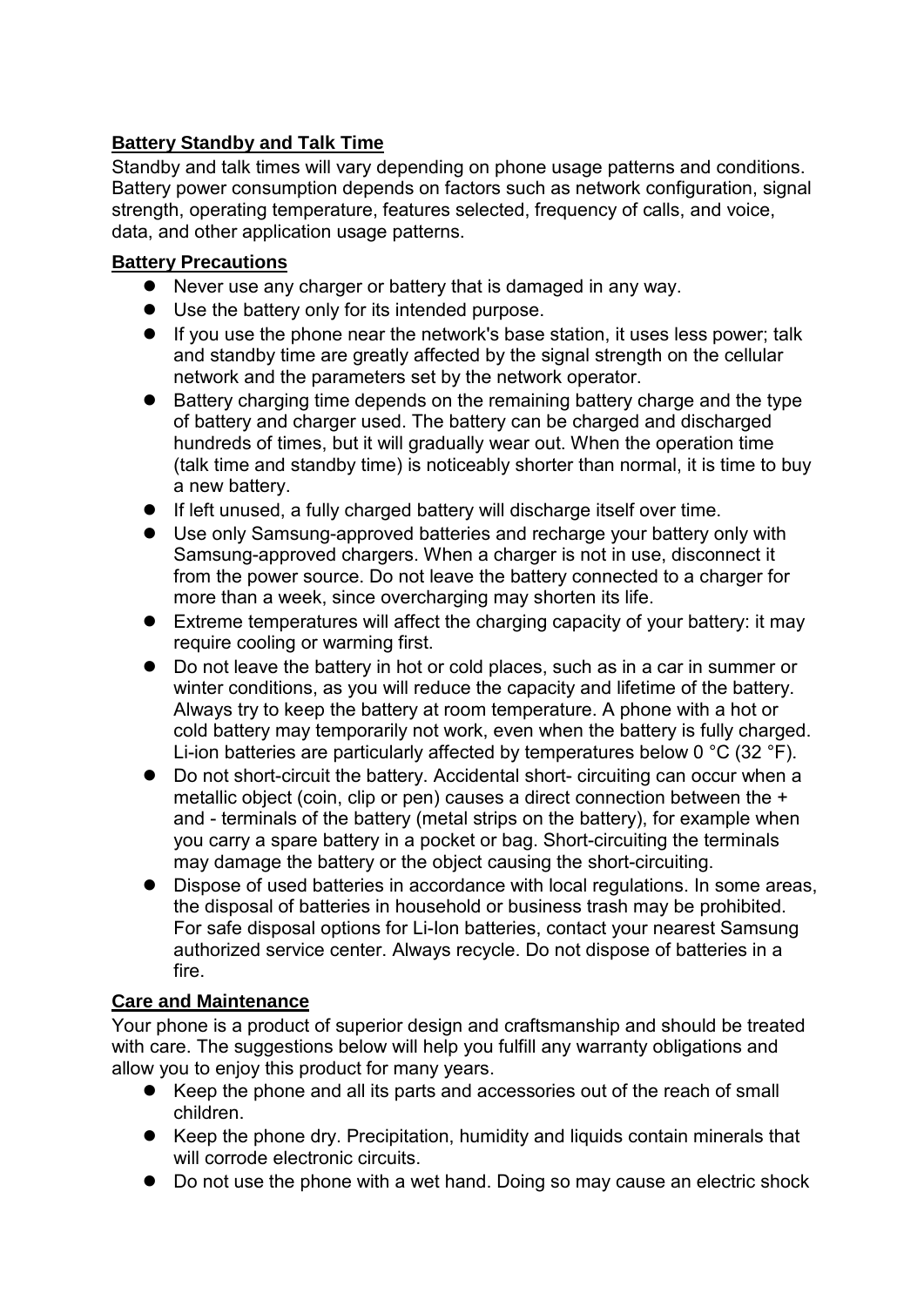**Battery Standby and Talk Time**

Standby and talk times will vary depending on phone usage patterns and conditions. Battery power consumption depends on factors such as network configuration, signal strength, operating temperature, features selected, frequency of calls, and voice, data, and other application usage patterns.

**Battery Precautions**

- Never use any charger or battery that is damaged in any way.
- Use the battery only for its intended purpose.
- If you use the phone near the network's base station, it uses less power; talk and standby time are greatly affected by the signal strength on the cellular network and the parameters set by the network operator.
- Battery charging time depends on the remaining battery charge and the type of battery and charger used. The battery can be charged and discharged hundreds of times, but it will gradually wear out. When the operation time (talk time and standby time) is noticeably shorter than normal, it is time to buy a new battery.
- If left unused, a fully charged battery will discharge itself over time.
- Use only Samsung-approved batteries and recharge your battery only with Samsung-approved chargers. When a charger is not in use, disconnect it from the power source. Do not leave the battery connected to a charger for more than a week, since overcharging may shorten its life.
- Extreme temperatures will affect the charging capacity of your battery: it may require cooling or warming first.
- Do not leave the battery in hot or cold places, such as in a car in summer or winter conditions, as you will reduce the capacity and lifetime of the battery. Always try to keep the battery at room temperature. A phone with a hot or cold battery may temporarily not work, even when the battery is fully charged. Li-ion batteries are particularly affected by temperatures below 0 °C (32 °F).
- Do not short-circuit the battery. Accidental short- circuiting can occur when a metallic object (coin, clip or pen) causes a direct connection between the + and - terminals of the battery (metal strips on the battery), for example when you carry a spare battery in a pocket or bag. Short-circuiting the terminals may damage the battery or the object causing the short-circuiting.
- Dispose of used batteries in accordance with local regulations. In some areas, the disposal of batteries in household or business trash may be prohibited. For safe disposal options for Li-Ion batteries, contact your nearest Samsung authorized service center. Always recycle. Do not dispose of batteries in a fire.

**Care and Maintenance**

Your phone is a product of superior design and craftsmanship and should be treated with care. The suggestions below will help you fulfill any warranty obligations and allow you to enjoy this product for many years.

- Keep the phone and all its parts and accessories out of the reach of small children.
- Keep the phone dry. Precipitation, humidity and liquids contain minerals that will corrode electronic circuits.
- Do not use the phone with a wet hand. Doing so may cause an electric shock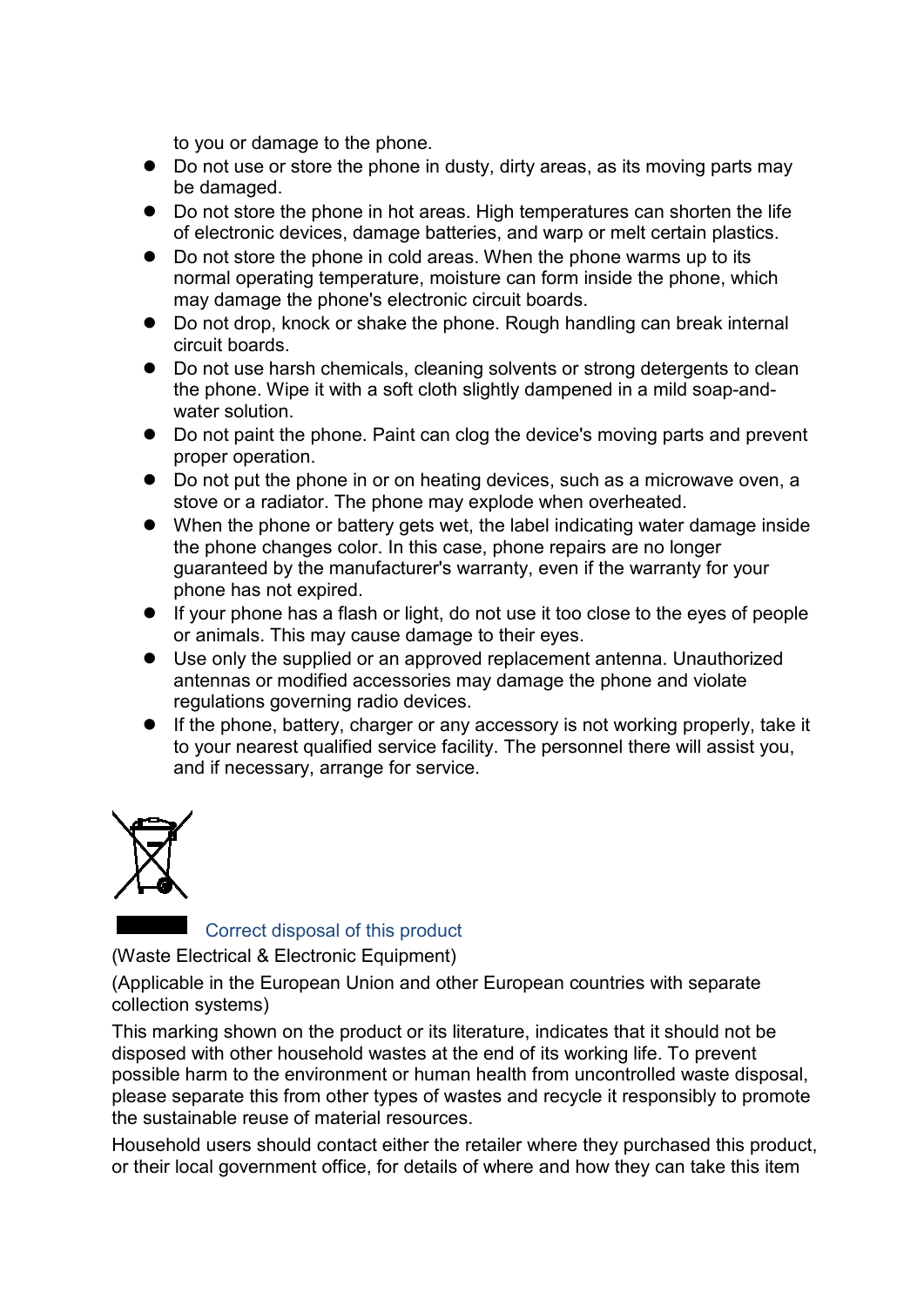to you or damage to the phone.

- Do not use or store the phone in dusty, dirty areas, as its moving parts may be damaged.
- Do not store the phone in hot areas. High temperatures can shorten the life of electronic devices, damage batteries, and warp or melt certain plastics.
- Do not store the phone in cold areas. When the phone warms up to its normal operating temperature, moisture can form inside the phone, which may damage the phone's electronic circuit boards.
- Do not drop, knock or shake the phone. Rough handling can break internal circuit boards.
- Do not use harsh chemicals, cleaning solvents or strong detergents to clean the phone. Wipe it with a soft cloth slightly dampened in a mild soap-and-water solution.
- Do not paint the phone. Paint can clog the device's moving parts and prevent proper operation.
- Do not put the phone in or on heating devices, such as a microwave oven, a stove or a radiator. The phone may explode when overheated.
- When the phone or battery gets wet, the label indicating water damage inside the phone changes color. In this case, phone repairs are no longer guaranteed by the manufacturer's warranty, even if the warranty for your phone has not expired.
- If your phone has a flash or light, do not use it too close to the eyes of people or animals. This may cause damage to their eyes.
- Use only the supplied or an approved replacement antenna. Unauthorized antennas or modified accessories may damage the phone and violate regulations governing radio devices.
- If the phone, battery, charger or any accessory is not working properly, take it to your nearest qualified service facility. The personnel there will assist you, and if necessary, arrange for service.

## Correct disposal of this product

(Waste Electrical & Electronic Equipment)

(Applicable in the European Union and other European countries with separate collection systems)

This marking shown on the product or its literature, indicates that it should not be disposed with other household wastes at the end of its working life. To prevent possible harm to the environment or human health from uncontrolled waste disposal, please separate this from other types of wastes and recycle it responsibly to promote the sustainable reuse of material resources.

Household users should contact either the retailer where they purchased this product, or their local government office, for details of where and how they can take this item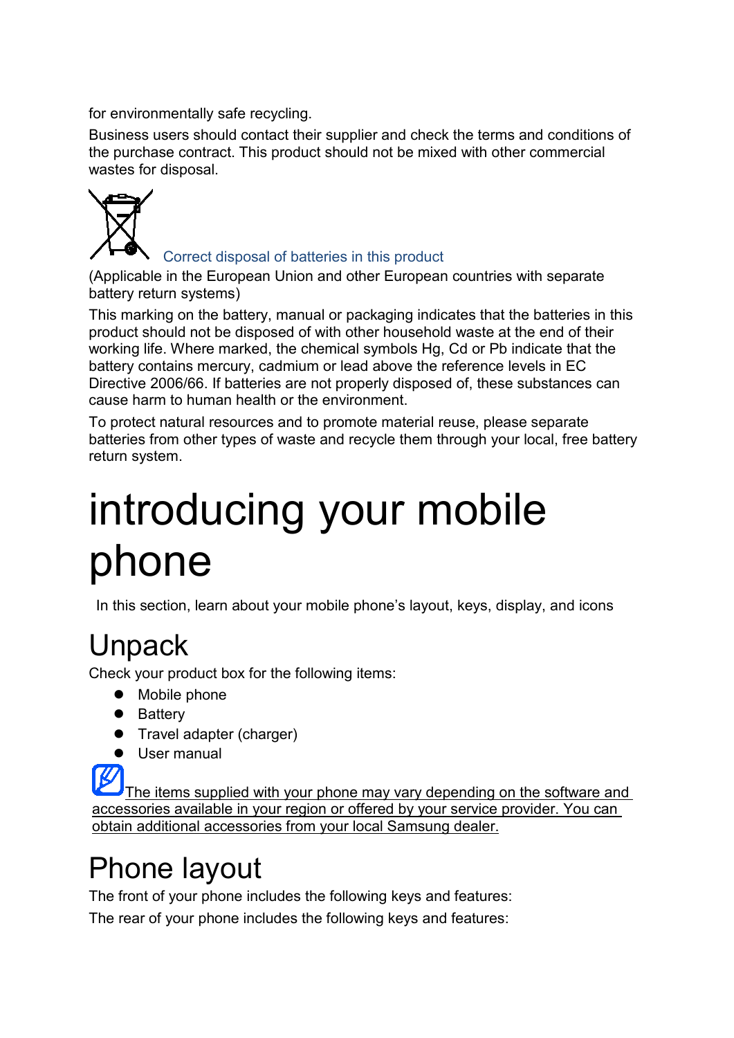for environmentally safe recycling.

Business users should contact their supplier and check the terms and conditions of the purchase contract. This product should not be mixed with other commercial wastes for disposal.

### Correct disposal of batteries in this product

(Applicable in the European Union and other European countries with separate battery return systems)

This marking on the battery, manual or packaging indicates that the batteries in this product should not be disposed of with other household waste at the end of their working life. Where marked, the chemical symbols Hg, Cd or Pb indicate that the battery contains mercury, cadmium or lead above the reference levels in EC Directive 2006/66. If batteries are not properly disposed of, these substances can cause harm to human health or the environment.

To protect natural resources and to promote material reuse, please separate batteries from other types of waste and recycle them through your local, free battery return system.

# introducing your mobile phone

In this section, learn about your mobile phone's layout, keys, display, and icons

## Unpack

Check your product box for the following items:

- Mobile phone
- Battery
- Travel adapter (charger)
- User manual

The items supplied with your phone may vary depending on the software and accessories available in your region or offered by your service provider. You can obtain additional accessories from your local Samsung dealer.

## Phone layout

The front of your phone includes the following keys and features:

The rear of your phone includes the following keys and features: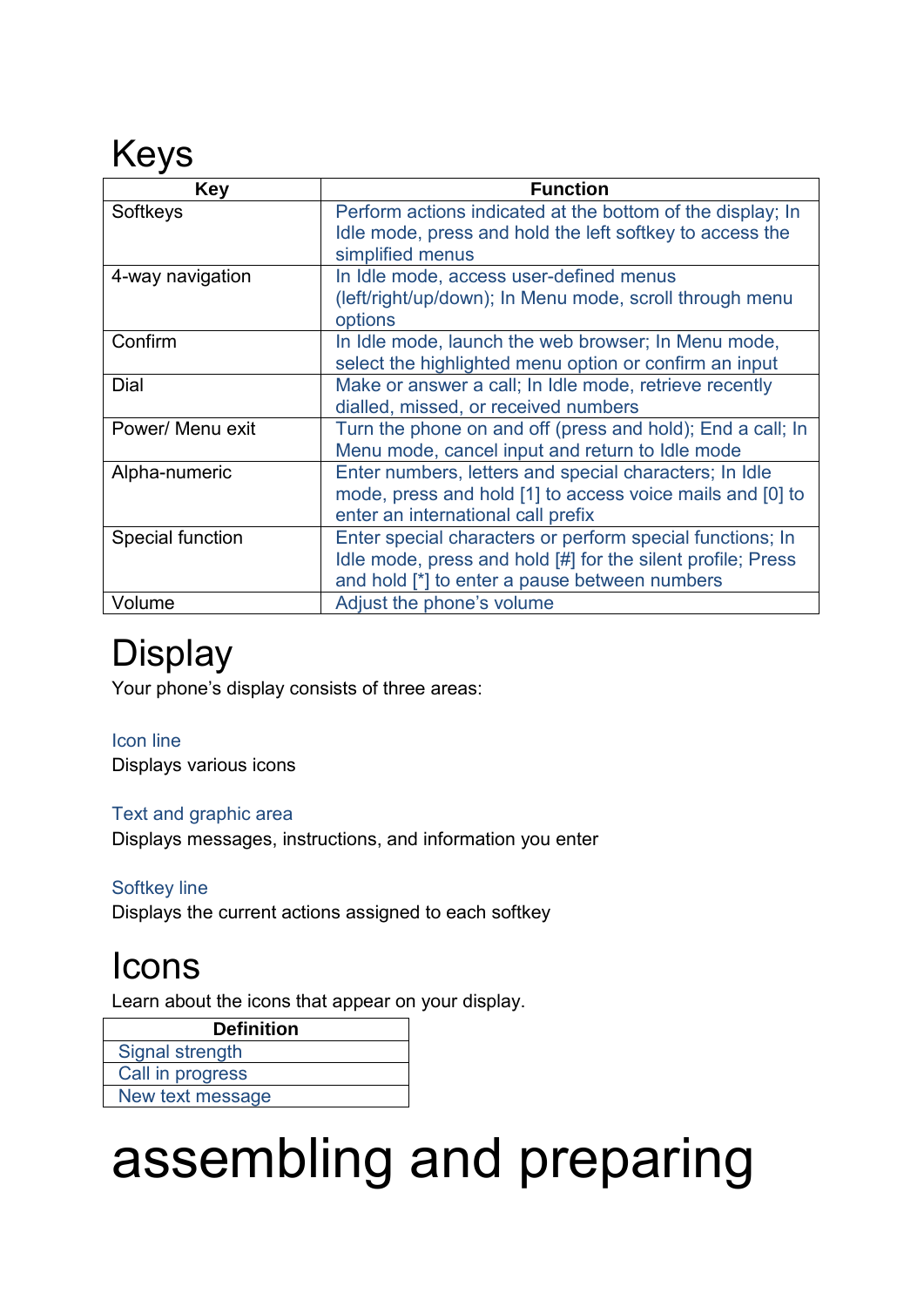## Keys

| Key | Function |
| --- | --- |
| Softkeys | Perform actions indicated at the bottom of the display; In Idle mode, press and hold the left softkey to access the simplified menus |
| 4-way navigation | In Idle mode, access user-defined menus (left/right/up/down); In Menu mode, scroll through menu options |
| Confirm | In Idle mode, launch the web browser; In Menu mode, select the highlighted menu option or confirm an input |
| Dial | Make or answer a call; In Idle mode, retrieve recently dialled, missed, or received numbers |
| Power/ Menu exit | Turn the phone on and off (press and hold); End a call; In Menu mode, cancel input and return to Idle mode |
| Alpha-numeric | Enter numbers, letters and special characters; In Idle mode, press and hold [1] to access voice mails and [0] to enter an international call prefix |
| Special function | Enter special characters or perform special functions; In Idle mode, press and hold [#] for the silent profile; Press and hold [*] to enter a pause between numbers |
| Volume | Adjust the phone's volume |

## Display

Your phone's display consists of three areas:

Icon line

Displays various icons

Text and graphic area

Displays messages, instructions, and information you enter

Softkey line

Displays the current actions assigned to each softkey

## Icons

Learn about the icons that appear on your display.

| Definition |
| --- |
| Signal strength |
| Call in progress |
| New text message |

# assembling and preparing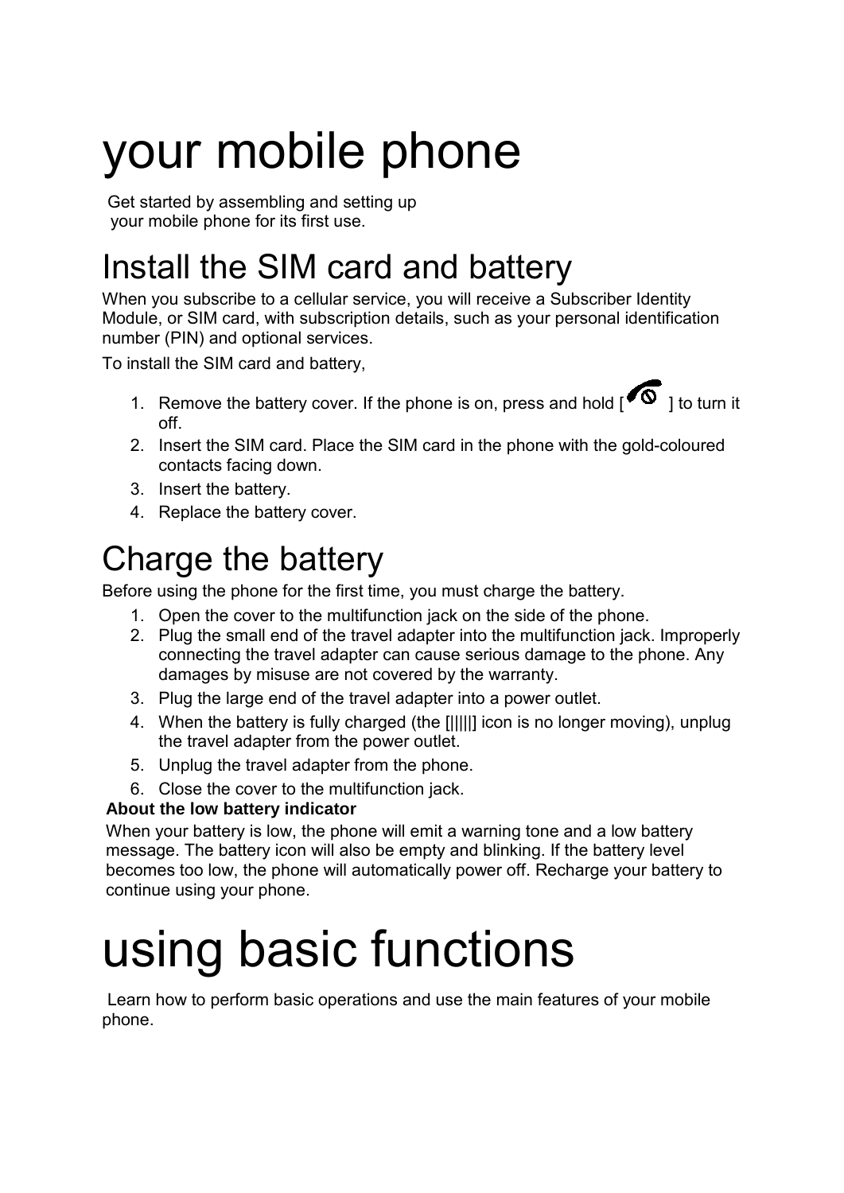# your mobile phone

Get started by assembling and setting up your mobile phone for its first use.

## Install the SIM card and battery

When you subscribe to a cellular service, you will receive a Subscriber Identity Module, or SIM card, with subscription details, such as your personal identification number (PIN) and optional services.

To install the SIM card and battery,

1. Remove the battery cover. If the phone is on, press and hold [ ] to turn it off.
2. Insert the SIM card. Place the SIM card in the phone with the gold-coloured contacts facing down.
3. Insert the battery.
4. Replace the battery cover.

## Charge the battery

Before using the phone for the first time, you must charge the battery.

1. Open the cover to the multifunction jack on the side of the phone.
2. Plug the small end of the travel adapter into the multifunction jack. Improperly connecting the travel adapter can cause serious damage to the phone. Any damages by misuse are not covered by the warranty.
3. Plug the large end of the travel adapter into a power outlet.
4. When the battery is fully charged (the [|||||] icon is no longer moving), unplug the travel adapter from the power outlet.
5. Unplug the travel adapter from the phone.
6. Close the cover to the multifunction jack.

**About the low battery indicator**

When your battery is low, the phone will emit a warning tone and a low battery message. The battery icon will also be empty and blinking. If the battery level becomes too low, the phone will automatically power off. Recharge your battery to continue using your phone.

# using basic functions

Learn how to perform basic operations and use the main features of your mobile phone.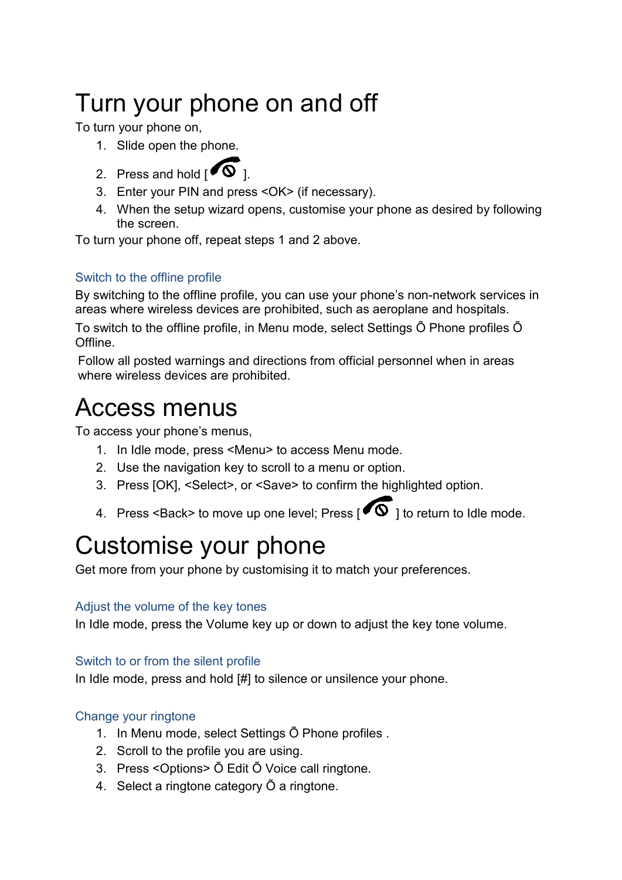# Turn your phone on and off

To turn your phone on,

1. Slide open the phone.
2. Press and hold [ ].
3. Enter your PIN and press <OK> (if necessary).
4. When the setup wizard opens, customise your phone as desired by following the screen.

To turn your phone off, repeat steps 1 and 2 above.

### Switch to the offline profile

By switching to the offline profile, you can use your phone's non-network services in areas where wireless devices are prohibited, such as aeroplane and hospitals.

To switch to the offline profile, in Menu mode, select Settings Õ Phone profiles Õ Offline.

Follow all posted warnings and directions from official personnel when in areas where wireless devices are prohibited.

# Access menus

To access your phone's menus,

1. In Idle mode, press <Menu> to access Menu mode.
2. Use the navigation key to scroll to a menu or option.
3. Press [OK], <Select>, or <Save> to confirm the highlighted option.
4. Press <Back> to move up one level; Press [ ] to return to Idle mode.

# Customise your phone

Get more from your phone by customising it to match your preferences.

### Adjust the volume of the key tones

In Idle mode, press the Volume key up or down to adjust the key tone volume.

### Switch to or from the silent profile

In Idle mode, press and hold [#] to silence or unsilence your phone.

### Change your ringtone

1. In Menu mode, select Settings Õ Phone profiles .
2. Scroll to the profile you are using.
3. Press <Options> Õ Edit Õ Voice call ringtone.
4. Select a ringtone category Õ a ringtone.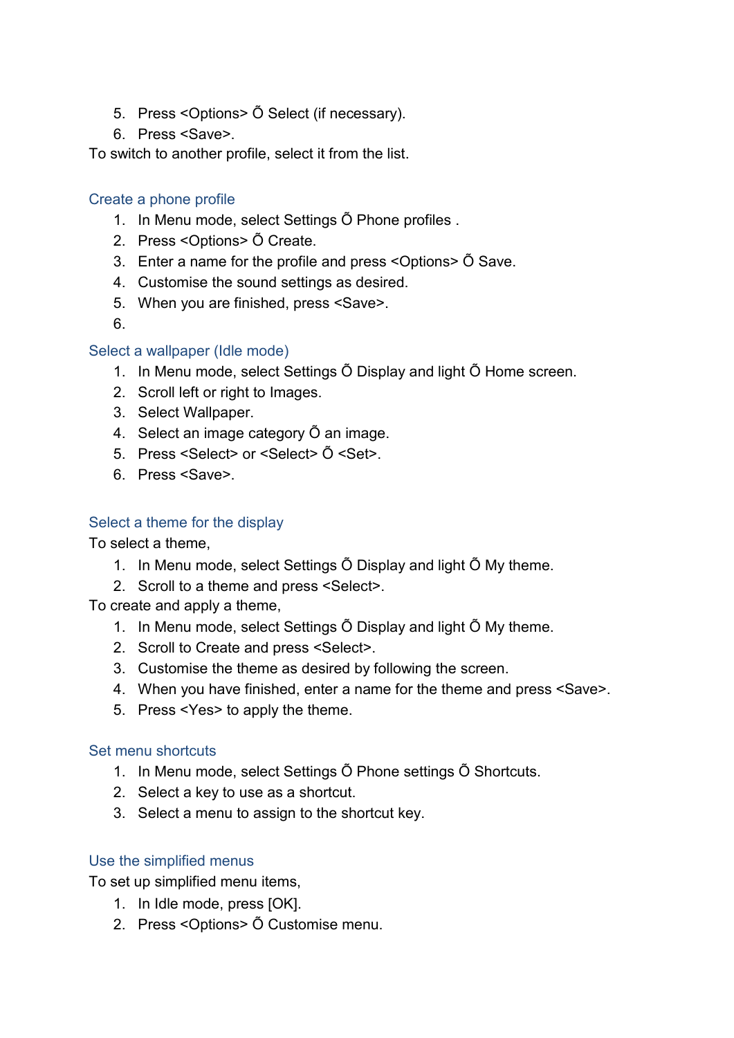5. Press <Options> Õ Select (if necessary).
6. Press <Save>.

To switch to another profile, select it from the list.

### Create a phone profile

1. In Menu mode, select Settings Õ Phone profiles .
2. Press <Options> Õ Create.
3. Enter a name for the profile and press <Options> Õ Save.
4. Customise the sound settings as desired.
5. When you are finished, press <Save>.
6. 

### Select a wallpaper (Idle mode)

1. In Menu mode, select Settings Õ Display and light Õ Home screen.
2. Scroll left or right to Images.
3. Select Wallpaper.
4. Select an image category Õ an image.
5. Press <Select> or <Select> Õ <Set>.
6. Press <Save>.

### Select a theme for the display

To select a theme,

1. In Menu mode, select Settings Õ Display and light Õ My theme.
2. Scroll to a theme and press <Select>.

To create and apply a theme,

1. In Menu mode, select Settings Õ Display and light Õ My theme.
2. Scroll to Create and press <Select>.
3. Customise the theme as desired by following the screen.
4. When you have finished, enter a name for the theme and press <Save>.
5. Press <Yes> to apply the theme.

### Set menu shortcuts

1. In Menu mode, select Settings Õ Phone settings Õ Shortcuts.
2. Select a key to use as a shortcut.
3. Select a menu to assign to the shortcut key.

### Use the simplified menus

To set up simplified menu items,

1. In Idle mode, press [OK].
2. Press <Options> Õ Customise menu.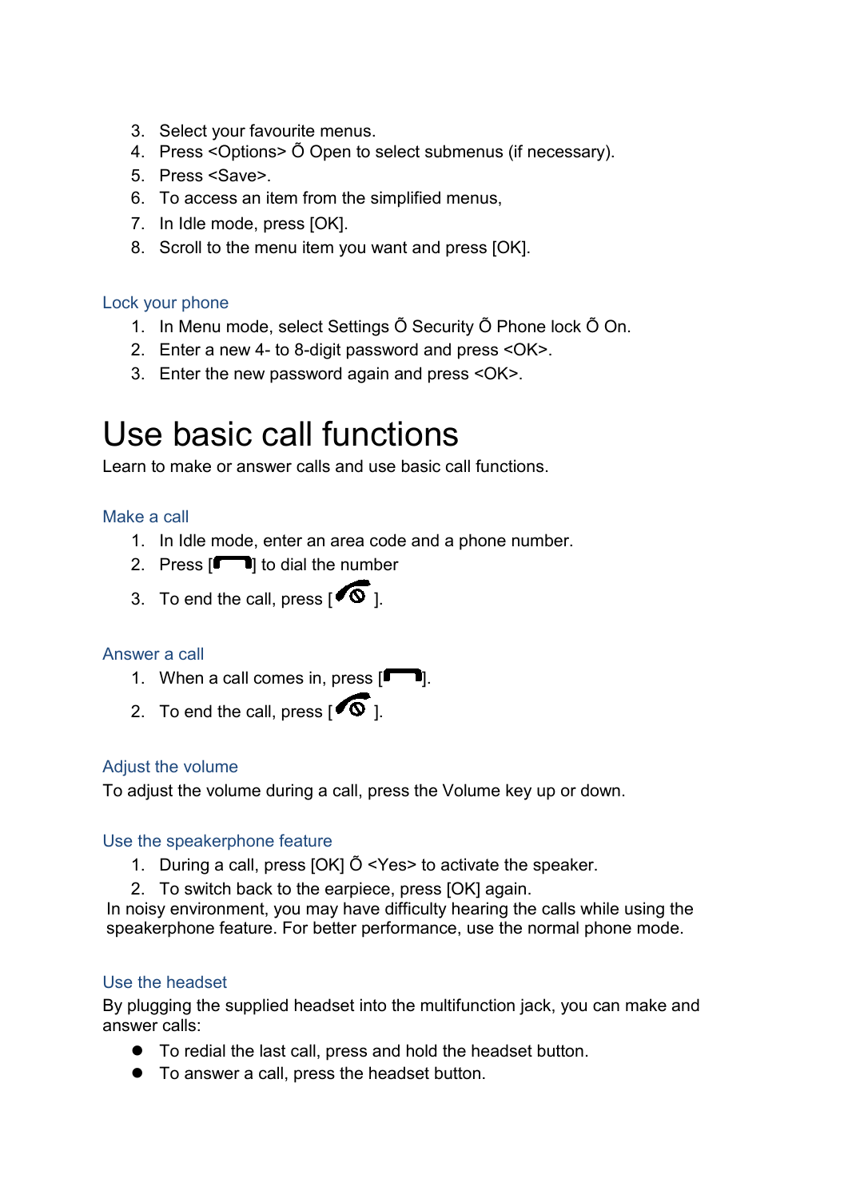3. Select your favourite menus.
4. Press <Options> Õ Open to select submenus (if necessary).
5. Press <Save>.
6. To access an item from the simplified menus,
7. In Idle mode, press [OK].
8. Scroll to the menu item you want and press [OK].

### Lock your phone

1. In Menu mode, select Settings Õ Security Õ Phone lock Õ On.
2. Enter a new 4- to 8-digit password and press <OK>.
3. Enter the new password again and press <OK>.

# Use basic call functions

Learn to make or answer calls and use basic call functions.

### Make a call

1. In Idle mode, enter an area code and a phone number.
2. Press [ ] to dial the number
3. To end the call, press [ ].

### Answer a call

1. When a call comes in, press [ ].
2. To end the call, press [ ].

### Adjust the volume

To adjust the volume during a call, press the Volume key up or down.

### Use the speakerphone feature

1. During a call, press [OK] Õ <Yes> to activate the speaker.
2. To switch back to the earpiece, press [OK] again.

In noisy environment, you may have difficulty hearing the calls while using the speakerphone feature. For better performance, use the normal phone mode.

### Use the headset

By plugging the supplied headset into the multifunction jack, you can make and answer calls:

- To redial the last call, press and hold the headset button.
- To answer a call, press the headset button.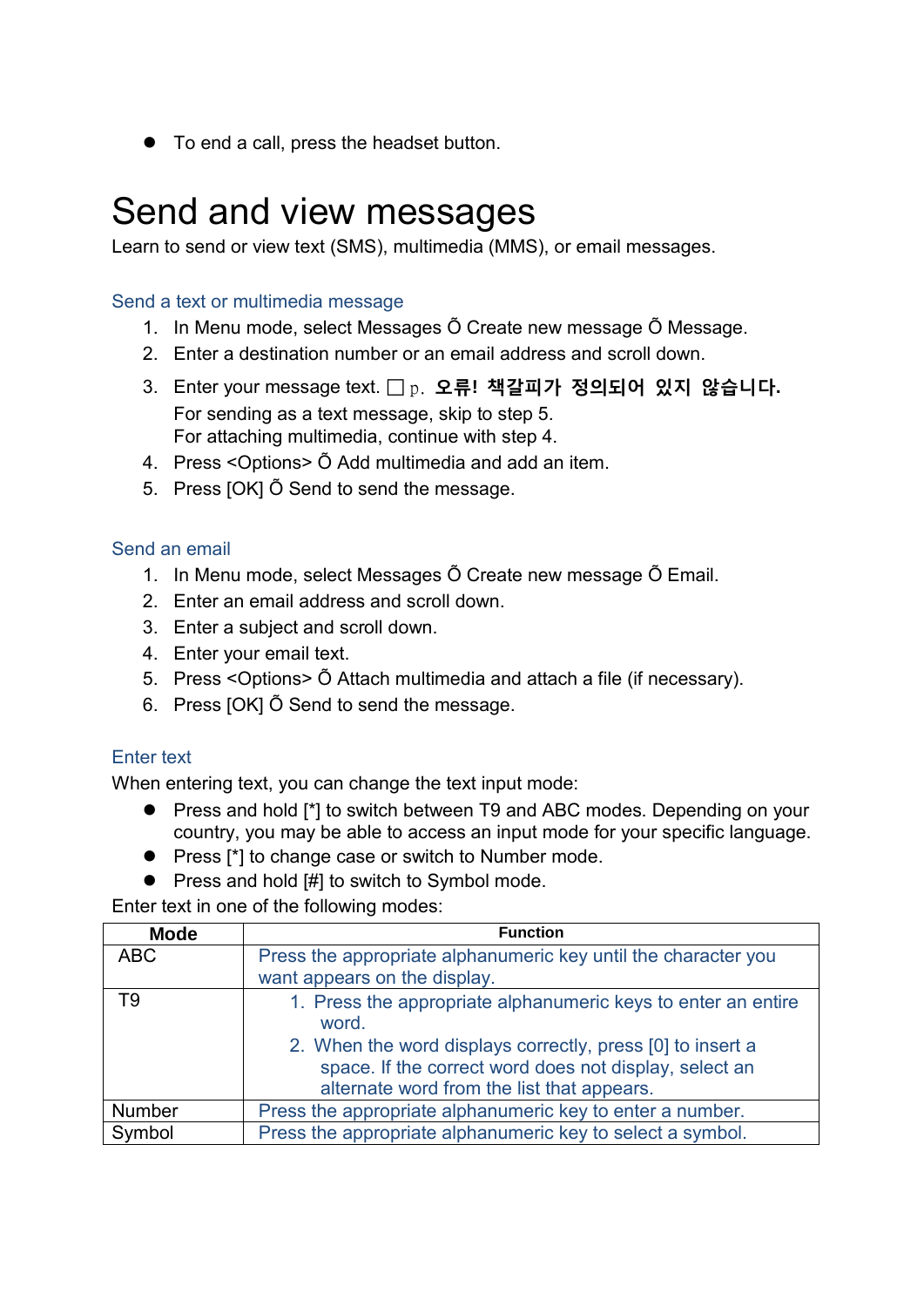- To end a call, press the headset button.

# Send and view messages

Learn to send or view text (SMS), multimedia (MMS), or email messages.

### Send a text or multimedia message

1. In Menu mode, select Messages Õ Create new message Õ Message.
2. Enter a destination number or an email address and scroll down.
3. Enter your message text. □ p. **오류! 책갈피가 정의되어 있지 않습니다.**
   For sending as a text message, skip to step 5.
   For attaching multimedia, continue with step 4.
4. Press <Options> Õ Add multimedia and add an item.
5. Press [OK] Õ Send to send the message.

### Send an email

1. In Menu mode, select Messages Õ Create new message Õ Email.
2. Enter an email address and scroll down.
3. Enter a subject and scroll down.
4. Enter your email text.
5. Press <Options> Õ Attach multimedia and attach a file (if necessary).
6. Press [OK] Õ Send to send the message.

### Enter text

When entering text, you can change the text input mode:

- Press and hold [*] to switch between T9 and ABC modes. Depending on your country, you may be able to access an input mode for your specific language.
- Press [*] to change case or switch to Number mode.
- Press and hold [#] to switch to Symbol mode.

Enter text in one of the following modes:

| Mode | Function |
|---|---|
| ABC | Press the appropriate alphanumeric key until the character you want appears on the display. |
| T9 | 1. Press the appropriate alphanumeric keys to enter an entire word.<br>2. When the word displays correctly, press [0] to insert a space. If the correct word does not display, select an alternate word from the list that appears. |
| Number | Press the appropriate alphanumeric key to enter a number. |
| Symbol | Press the appropriate alphanumeric key to select a symbol. |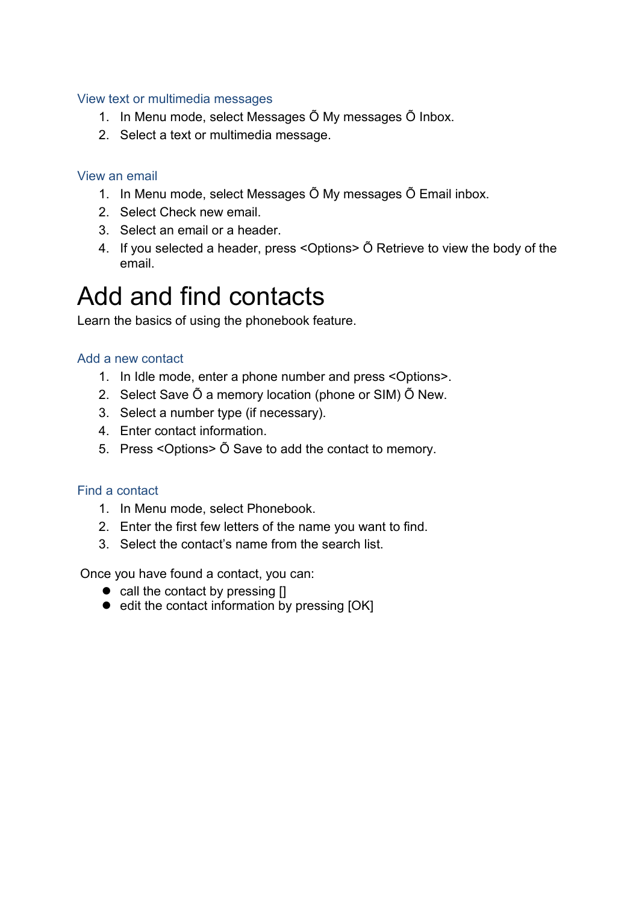### View text or multimedia messages

1. In Menu mode, select Messages Õ My messages Õ Inbox.
2. Select a text or multimedia message.

### View an email

1. In Menu mode, select Messages Õ My messages Õ Email inbox.
2. Select Check new email.
3. Select an email or a header.
4. If you selected a header, press <Options> Õ Retrieve to view the body of the email.

# Add and find contacts

Learn the basics of using the phonebook feature.

### Add a new contact

1. In Idle mode, enter a phone number and press <Options>.
2. Select Save Õ a memory location (phone or SIM) Õ New.
3. Select a number type (if necessary).
4. Enter contact information.
5. Press <Options> Õ Save to add the contact to memory.

### Find a contact

1. In Menu mode, select Phonebook.
2. Enter the first few letters of the name you want to find.
3. Select the contact's name from the search list.

Once you have found a contact, you can:

- call the contact by pressing []
- edit the contact information by pressing [OK]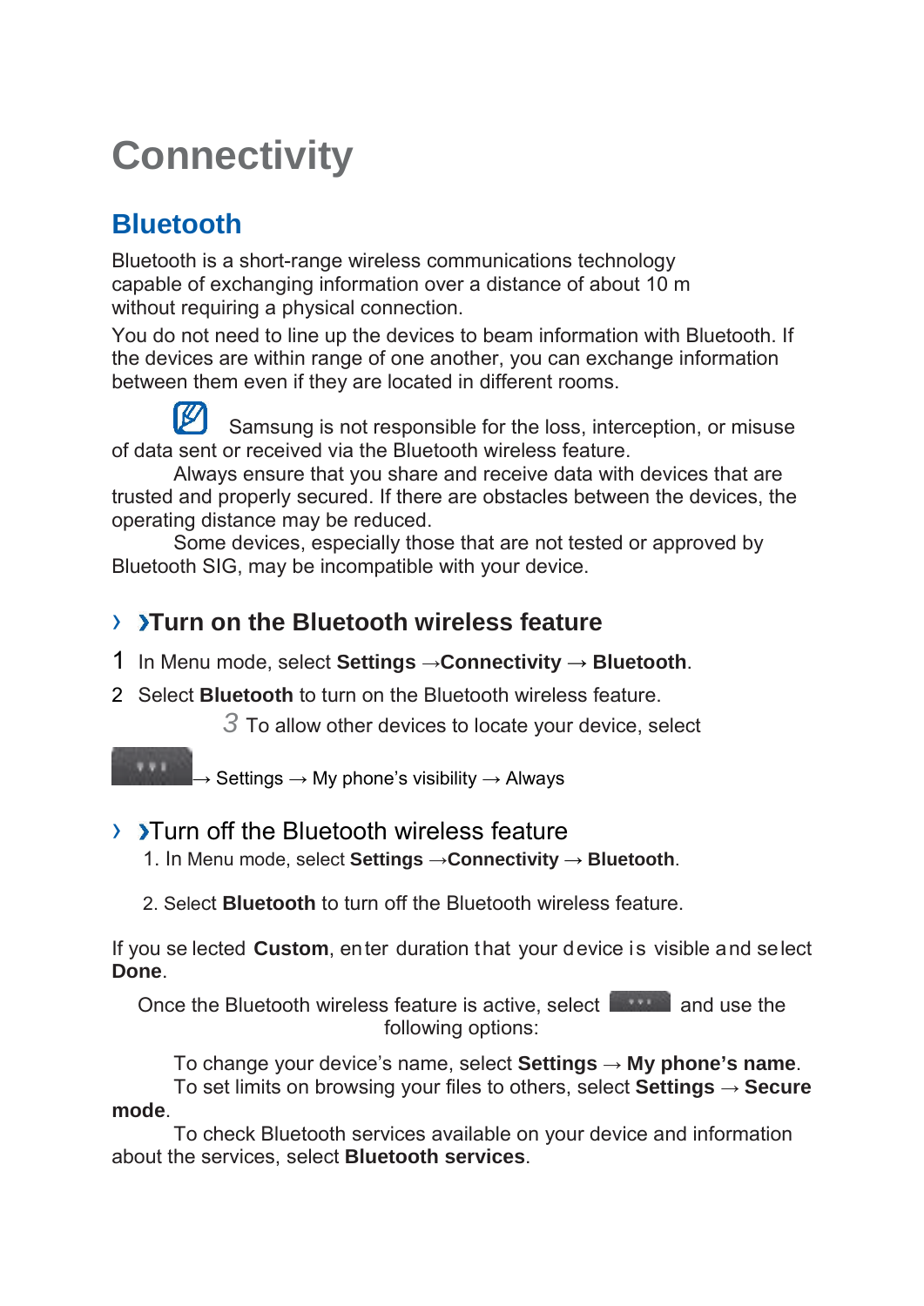# Connectivity

## Bluetooth

Bluetooth is a short-range wireless communications technology capable of exchanging information over a distance of about 10 m without requiring a physical connection.

You do not need to line up the devices to beam information with Bluetooth. If the devices are within range of one another, you can exchange information between them even if they are located in different rooms.

Samsung is not responsible for the loss, interception, or misuse of data sent or received via the Bluetooth wireless feature.

Always ensure that you share and receive data with devices that are trusted and properly secured. If there are obstacles between the devices, the operating distance may be reduced.

Some devices, especially those that are not tested or approved by Bluetooth SIG, may be incompatible with your device.

### › Turn on the Bluetooth wireless feature

1. In Menu mode, select **Settings** →**Connectivity** → **Bluetooth**.
2. Select **Bluetooth** to turn on the Bluetooth wireless feature.
3. To allow other devices to locate your device, select → Settings → My phone's visibility → Always

### › Turn off the Bluetooth wireless feature

1. In Menu mode, select **Settings** →**Connectivity** → **Bluetooth**.
2. Select **Bluetooth** to turn off the Bluetooth wireless feature.

If you selected **Custom**, enter duration that your device is visible and select **Done**.

Once the Bluetooth wireless feature is active, select and use the following options:

To change your device's name, select **Settings** → **My phone's name**.

To set limits on browsing your files to others, select **Settings** → **Secure mode**.

To check Bluetooth services available on your device and information about the services, select **Bluetooth services**.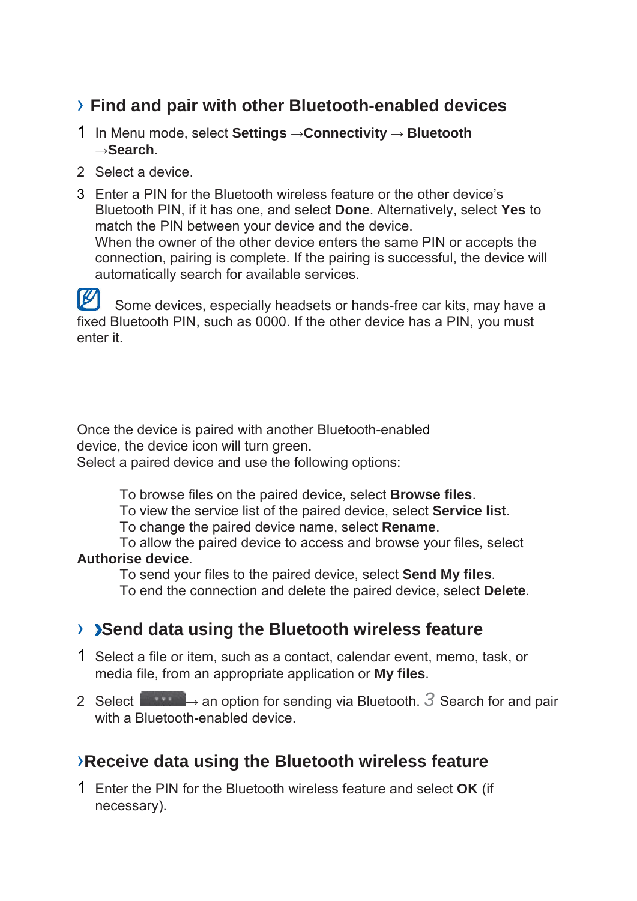## › Find and pair with other Bluetooth-enabled devices

1. In Menu mode, select **Settings** →**Connectivity** → **Bluetooth** →**Search**.
2. Select a device.
3. Enter a PIN for the Bluetooth wireless feature or the other device's Bluetooth PIN, if it has one, and select **Done**. Alternatively, select **Yes** to match the PIN between your device and the device.
   When the owner of the other device enters the same PIN or accepts the connection, pairing is complete. If the pairing is successful, the device will automatically search for available services.

Some devices, especially headsets or hands-free car kits, may have a fixed Bluetooth PIN, such as 0000. If the other device has a PIN, you must enter it.

Once the device is paired with another Bluetooth-enabled device, the device icon will turn green.
Select a paired device and use the following options:

- To browse files on the paired device, select **Browse files**.
- To view the service list of the paired device, select **Service list**.
- To change the paired device name, select **Rename**.
- To allow the paired device to access and browse your files, select **Authorise device**.
- To send your files to the paired device, select **Send My files**.
- To end the connection and delete the paired device, select **Delete**.

## › Send data using the Bluetooth wireless feature

1. Select a file or item, such as a contact, calendar event, memo, task, or media file, from an appropriate application or **My files**.
2. Select [...] → an option for sending via Bluetooth.
3. Search for and pair with a Bluetooth-enabled device.

## › Receive data using the Bluetooth wireless feature

1. Enter the PIN for the Bluetooth wireless feature and select **OK** (if necessary).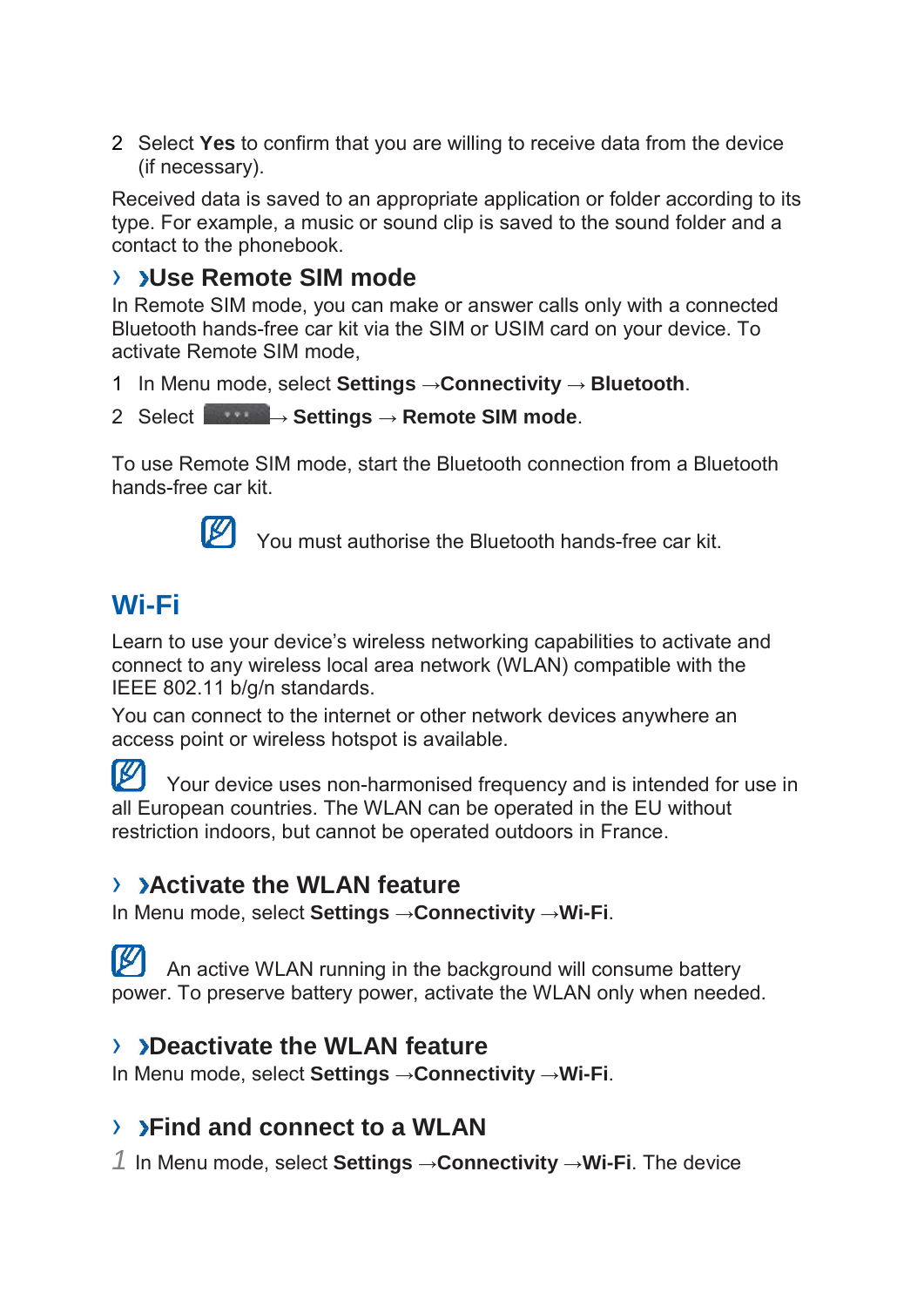2 Select **Yes** to confirm that you are willing to receive data from the device (if necessary).

Received data is saved to an appropriate application or folder according to its type. For example, a music or sound clip is saved to the sound folder and a contact to the phonebook.

### › Use Remote SIM mode

In Remote SIM mode, you can make or answer calls only with a connected Bluetooth hands-free car kit via the SIM or USIM card on your device. To activate Remote SIM mode,

1 In Menu mode, select **Settings** → **Connectivity** → **Bluetooth**.

2 Select [···] → **Settings** → **Remote SIM mode**.

To use Remote SIM mode, start the Bluetooth connection from a Bluetooth hands-free car kit.

> You must authorise the Bluetooth hands-free car kit.

## Wi-Fi

Learn to use your device's wireless networking capabilities to activate and connect to any wireless local area network (WLAN) compatible with the IEEE 802.11 b/g/n standards.

You can connect to the internet or other network devices anywhere an access point or wireless hotspot is available.

> Your device uses non-harmonised frequency and is intended for use in all European countries. The WLAN can be operated in the EU without restriction indoors, but cannot be operated outdoors in France.

### › Activate the WLAN feature

In Menu mode, select **Settings** → **Connectivity** → **Wi-Fi**.

> An active WLAN running in the background will consume battery power. To preserve battery power, activate the WLAN only when needed.

### › Deactivate the WLAN feature

In Menu mode, select **Settings** → **Connectivity** → **Wi-Fi**.

### › Find and connect to a WLAN

1 In Menu mode, select **Settings** → **Connectivity** → **Wi-Fi**. The device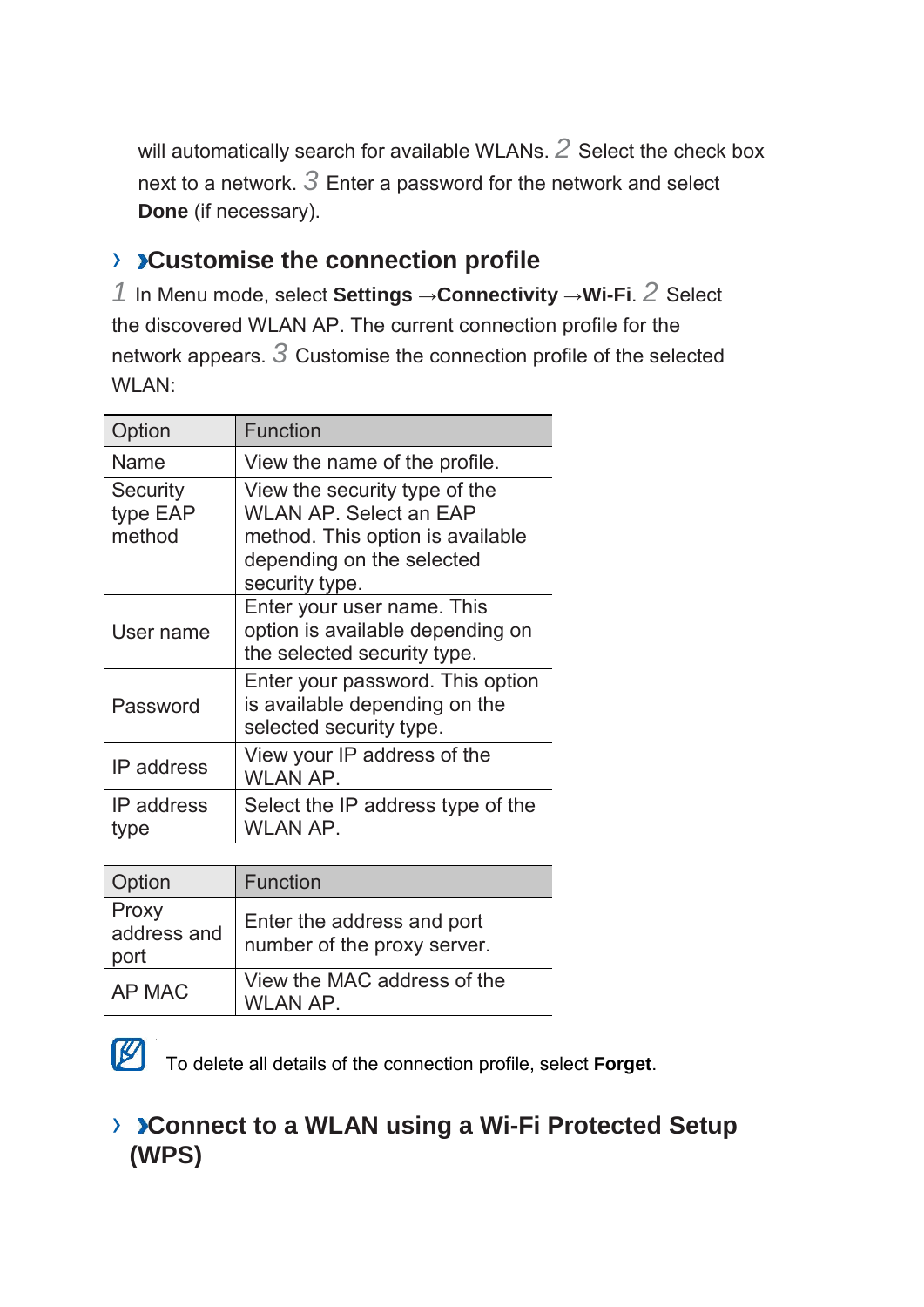will automatically search for available WLANs. 2 Select the check box next to a network. 3 Enter a password for the network and select **Done** (if necessary).

## › ›Customise the connection profile

1 In Menu mode, select **Settings** →**Connectivity** →**Wi-Fi**. 2 Select the discovered WLAN AP. The current connection profile for the network appears. 3 Customise the connection profile of the selected WLAN:

| Option | Function |
|---|---|
| Name | View the name of the profile. |
| Security type EAP method | View the security type of the WLAN AP. Select an EAP method. This option is available depending on the selected security type. |
| User name | Enter your user name. This option is available depending on the selected security type. |
| Password | Enter your password. This option is available depending on the selected security type. |
| IP address | View your IP address of the WLAN AP. |
| IP address type | Select the IP address type of the WLAN AP. |
| Proxy address and port | Enter the address and port number of the proxy server. |
| AP MAC | View the MAC address of the WLAN AP. |

To delete all details of the connection profile, select **Forget**.

## › ›Connect to a WLAN using a Wi-Fi Protected Setup (WPS)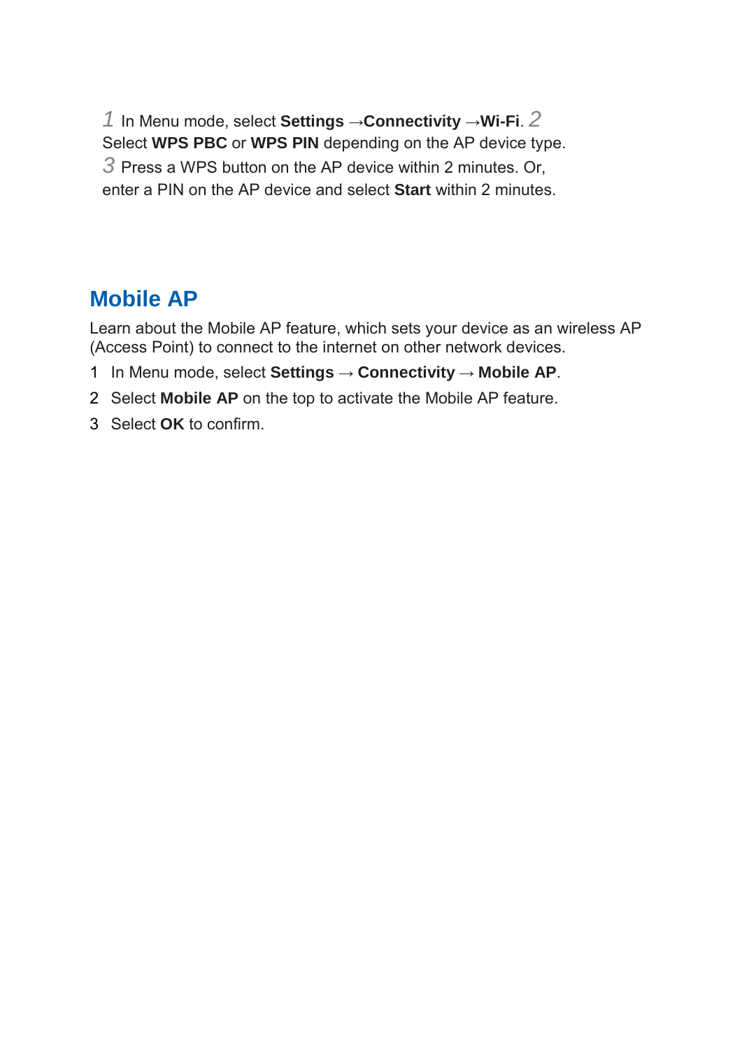1 In Menu mode, select **Settings** →**Connectivity** →**Wi-Fi**. 2 Select **WPS PBC** or **WPS PIN** depending on the AP device type.

3 Press a WPS button on the AP device within 2 minutes. Or, enter a PIN on the AP device and select **Start** within 2 minutes.

## Mobile AP

Learn about the Mobile AP feature, which sets your device as an wireless AP (Access Point) to connect to the internet on other network devices.

1. In Menu mode, select **Settings** → **Connectivity** → **Mobile AP**.
2. Select **Mobile AP** on the top to activate the Mobile AP feature.
3. Select **OK** to confirm.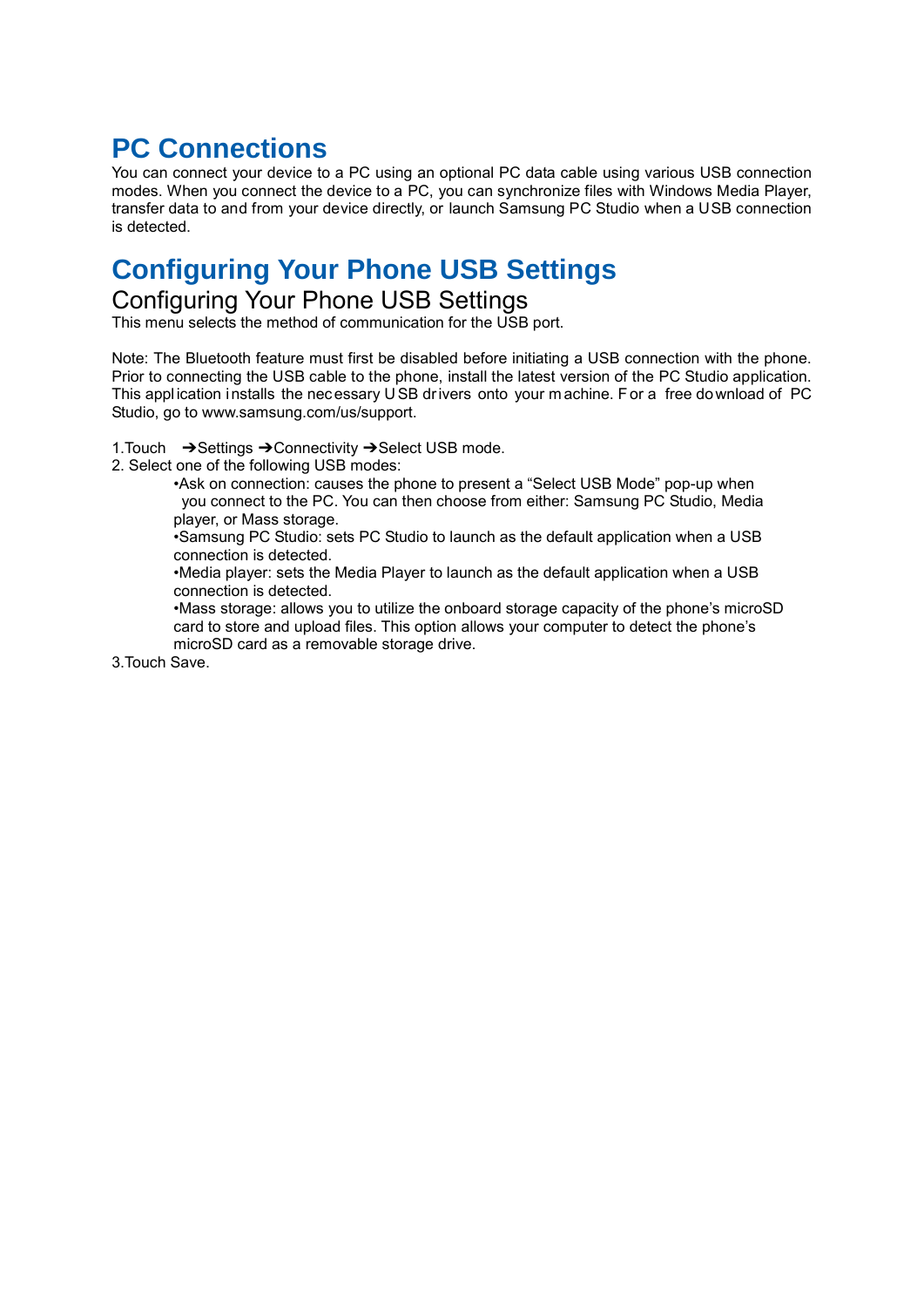# PC Connections

You can connect your device to a PC using an optional PC data cable using various USB connection modes. When you connect the device to a PC, you can synchronize files with Windows Media Player, transfer data to and from your device directly, or launch Samsung PC Studio when a USB connection is detected.

# Configuring Your Phone USB Settings

## Configuring Your Phone USB Settings

This menu selects the method of communication for the USB port.

Note: The Bluetooth feature must first be disabled before initiating a USB connection with the phone. Prior to connecting the USB cable to the phone, install the latest version of the PC Studio application. This application installs the necessary USB drivers onto your machine. For a free download of PC Studio, go to www.samsung.com/us/support.

1. Touch ➔Settings ➔Connectivity ➔Select USB mode.
2. Select one of the following USB modes:
   - Ask on connection: causes the phone to present a “Select USB Mode” pop-up when you connect to the PC. You can then choose from either: Samsung PC Studio, Media player, or Mass storage.
   - Samsung PC Studio: sets PC Studio to launch as the default application when a USB connection is detected.
   - Media player: sets the Media Player to launch as the default application when a USB connection is detected.
   - Mass storage: allows you to utilize the onboard storage capacity of the phone’s microSD card to store and upload files. This option allows your computer to detect the phone’s microSD card as a removable storage drive.
3. Touch Save.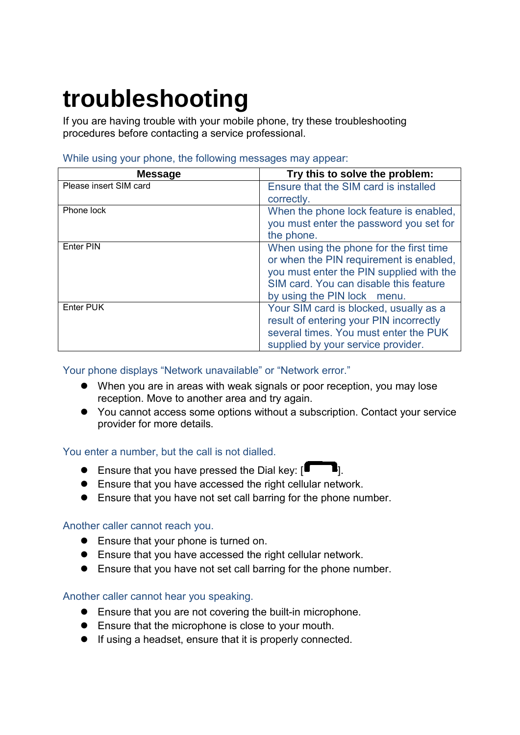# troubleshooting

If you are having trouble with your mobile phone, try these troubleshooting procedures before contacting a service professional.

While using your phone, the following messages may appear:

| Message | Try this to solve the problem: |
|---|---|
| Please insert SIM card | Ensure that the SIM card is installed correctly. |
| Phone lock | When the phone lock feature is enabled, you must enter the password you set for the phone. |
| Enter PIN | When using the phone for the first time or when the PIN requirement is enabled, you must enter the PIN supplied with the SIM card. You can disable this feature by using the PIN lock menu. |
| Enter PUK | Your SIM card is blocked, usually as a result of entering your PIN incorrectly several times. You must enter the PUK supplied by your service provider. |

Your phone displays “Network unavailable” or “Network error.”

- When you are in areas with weak signals or poor reception, you may lose reception. Move to another area and try again.
- You cannot access some options without a subscription. Contact your service provider for more details.

You enter a number, but the call is not dialled.

- Ensure that you have pressed the Dial key: [ ].
- Ensure that you have accessed the right cellular network.
- Ensure that you have not set call barring for the phone number.

Another caller cannot reach you.

- Ensure that your phone is turned on.
- Ensure that you have accessed the right cellular network.
- Ensure that you have not set call barring for the phone number.

Another caller cannot hear you speaking.

- Ensure that you are not covering the built-in microphone.
- Ensure that the microphone is close to your mouth.
- If using a headset, ensure that it is properly connected.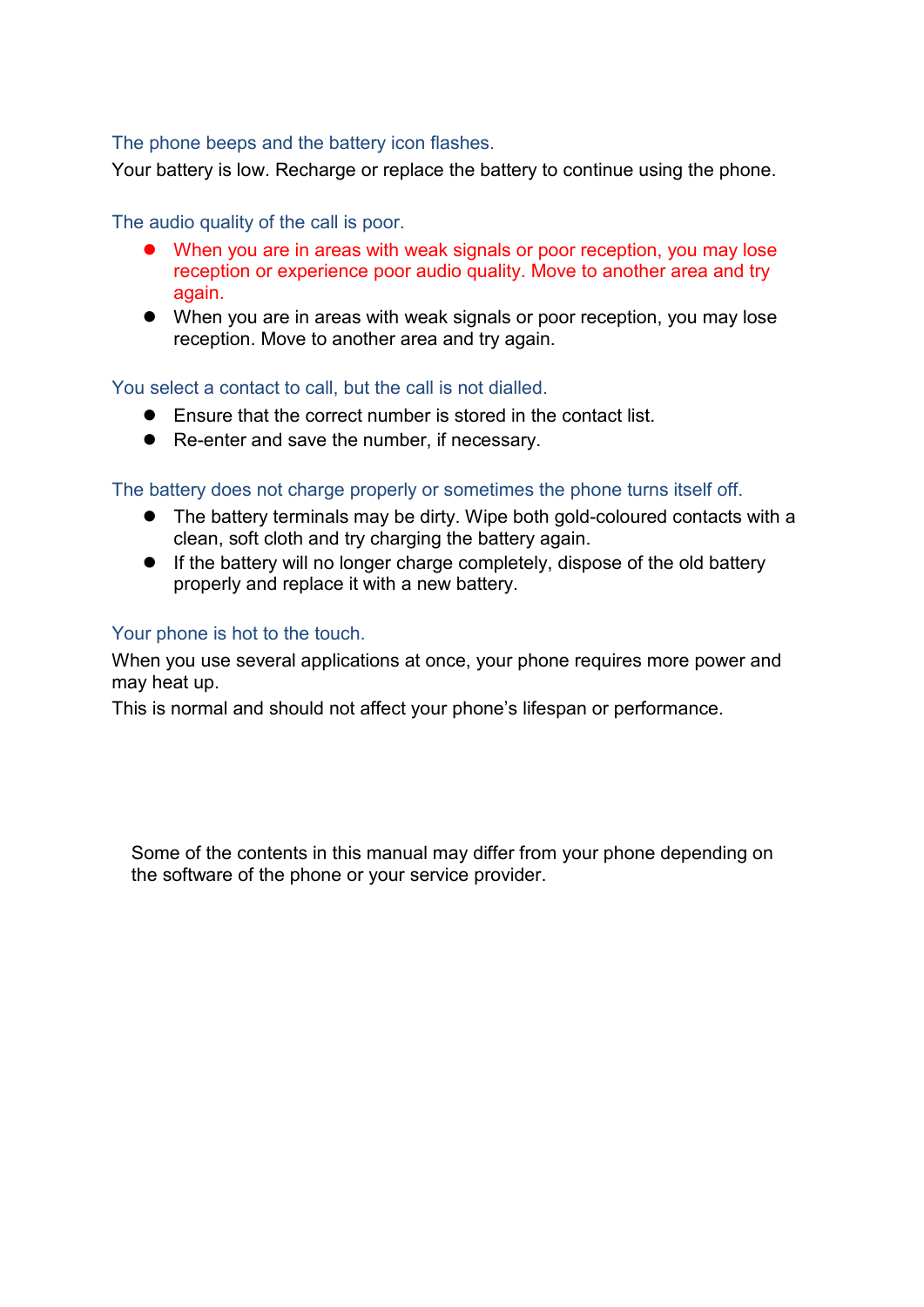### The phone beeps and the battery icon flashes.

Your battery is low. Recharge or replace the battery to continue using the phone.

### The audio quality of the call is poor.

- When you are in areas with weak signals or poor reception, you may lose reception or experience poor audio quality. Move to another area and try again.
- When you are in areas with weak signals or poor reception, you may lose reception. Move to another area and try again.

### You select a contact to call, but the call is not dialled.

- Ensure that the correct number is stored in the contact list.
- Re-enter and save the number, if necessary.

### The battery does not charge properly or sometimes the phone turns itself off.

- The battery terminals may be dirty. Wipe both gold-coloured contacts with a clean, soft cloth and try charging the battery again.
- If the battery will no longer charge completely, dispose of the old battery properly and replace it with a new battery.

### Your phone is hot to the touch.

When you use several applications at once, your phone requires more power and may heat up.

This is normal and should not affect your phone's lifespan or performance.

Some of the contents in this manual may differ from your phone depending on the software of the phone or your service provider.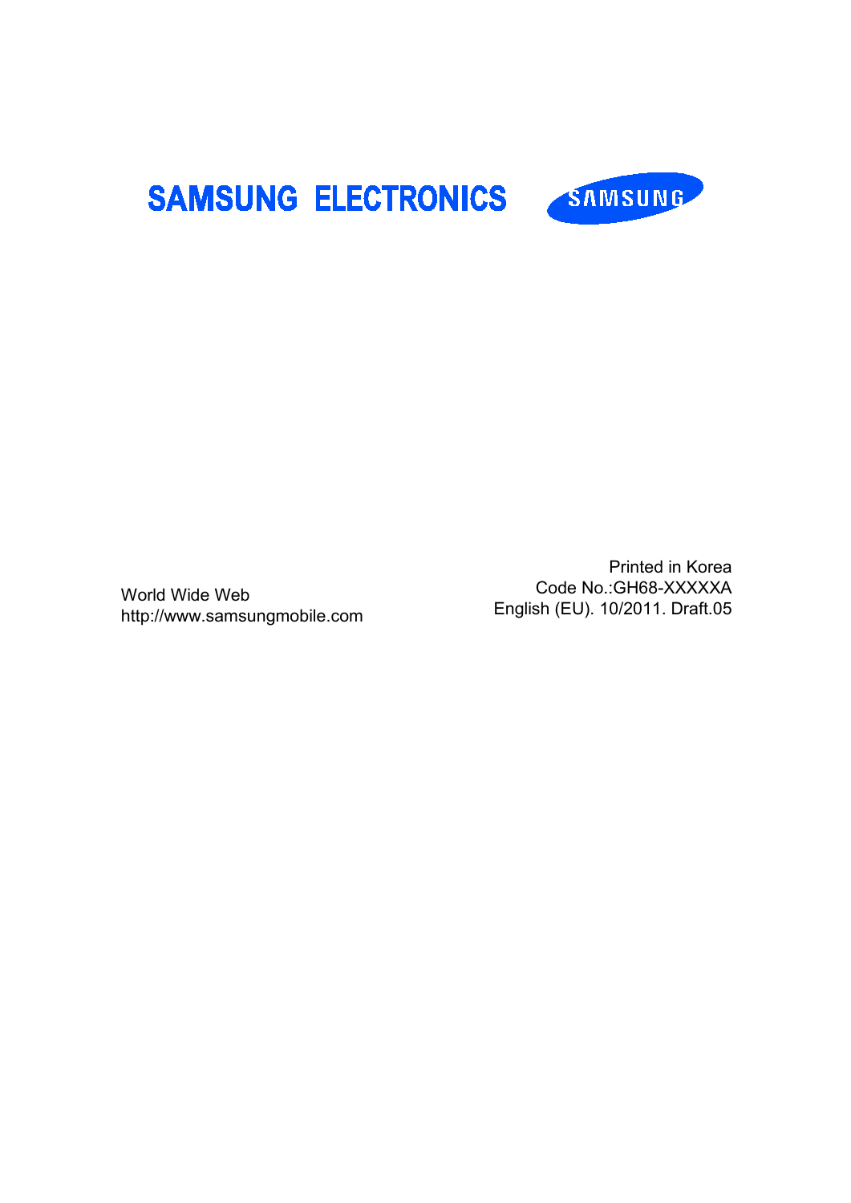# SAMSUNG ELECTRONICS

SAMSUNG

World Wide Web
http://www.samsungmobile.com

Printed in Korea
Code No.:GH68-XXXXXA
English (EU). 10/2011. Draft.05